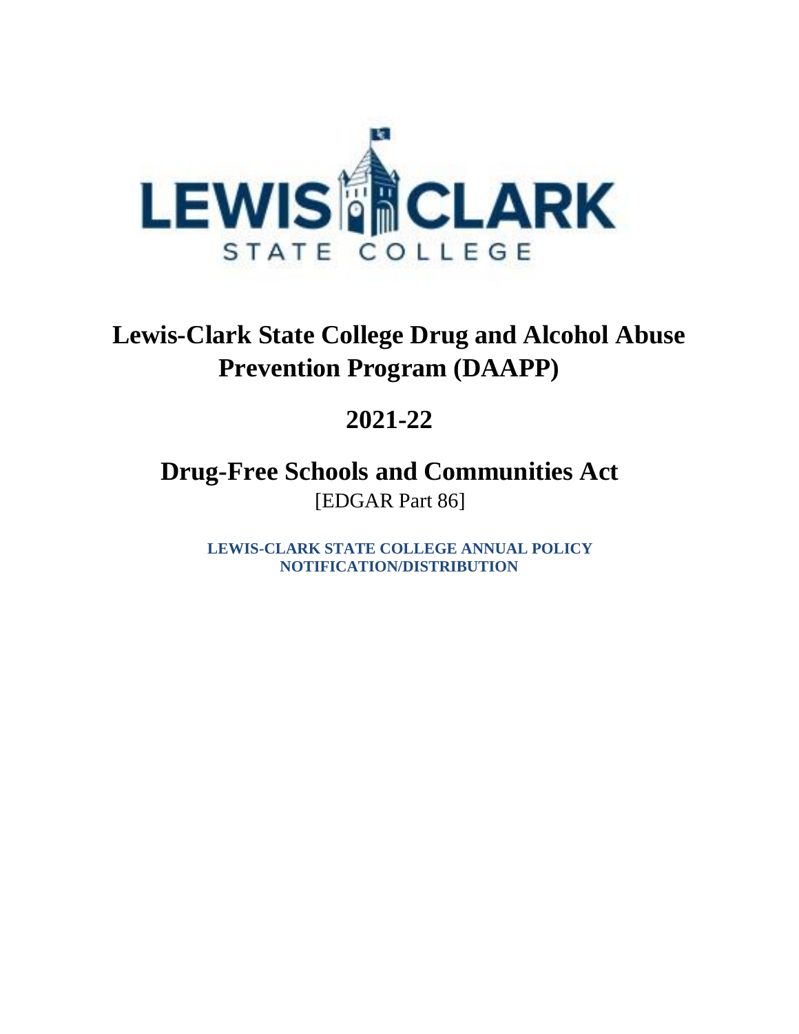# Lewis-Clark State College Drug and Alcohol Abuse Prevention Program (DAAPP)

## 2021-22

## Drug-Free Schools and Communities Act

[EDGAR Part 86]

**LEWIS-CLARK STATE COLLEGE ANNUAL POLICY NOTIFICATION/DISTRIBUTION**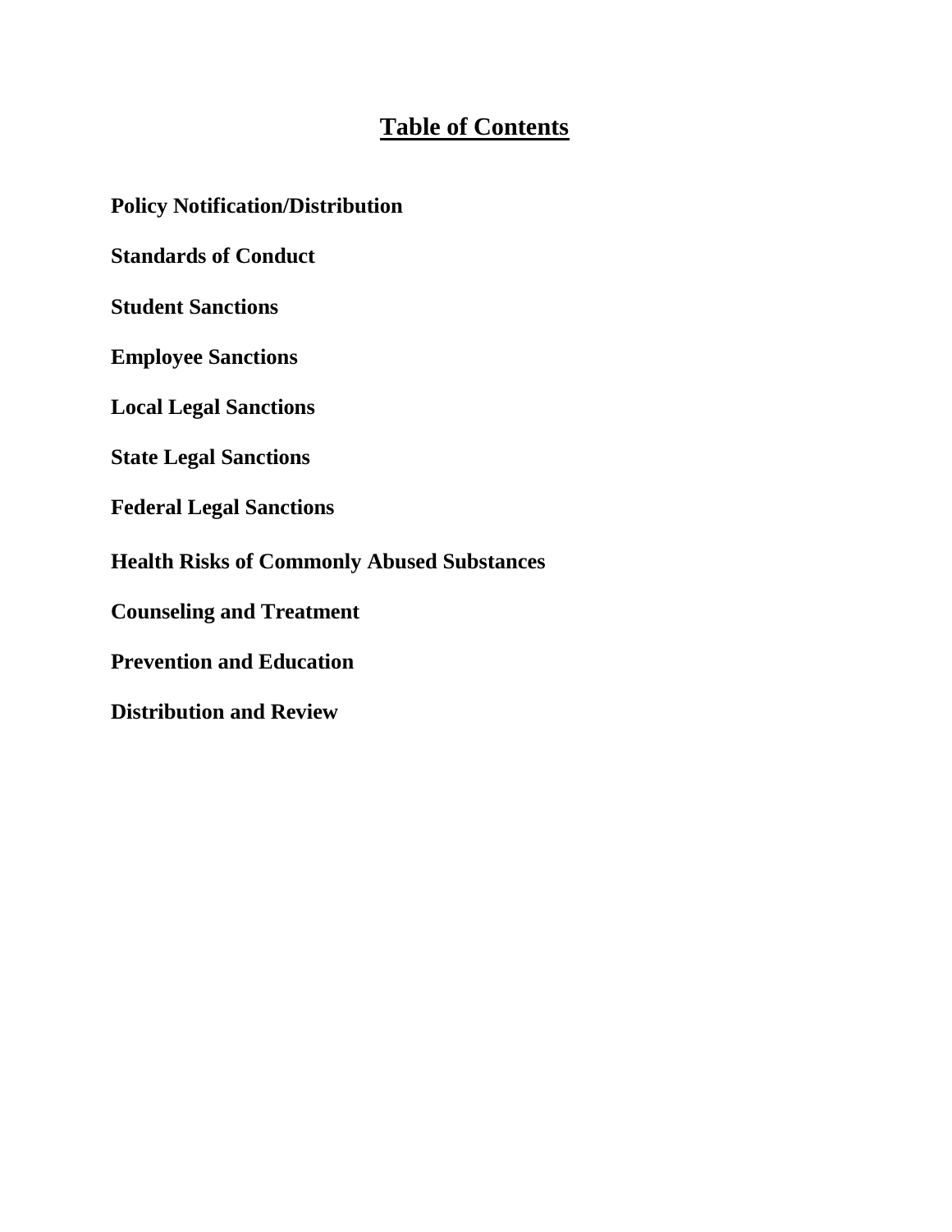# Table of Contents

**Policy Notification/Distribution**

**Standards of Conduct**

**Student Sanctions**

**Employee Sanctions**

**Local Legal Sanctions**

**State Legal Sanctions**

**Federal Legal Sanctions**

**Health Risks of Commonly Abused Substances**

**Counseling and Treatment**

**Prevention and Education**

**Distribution and Review**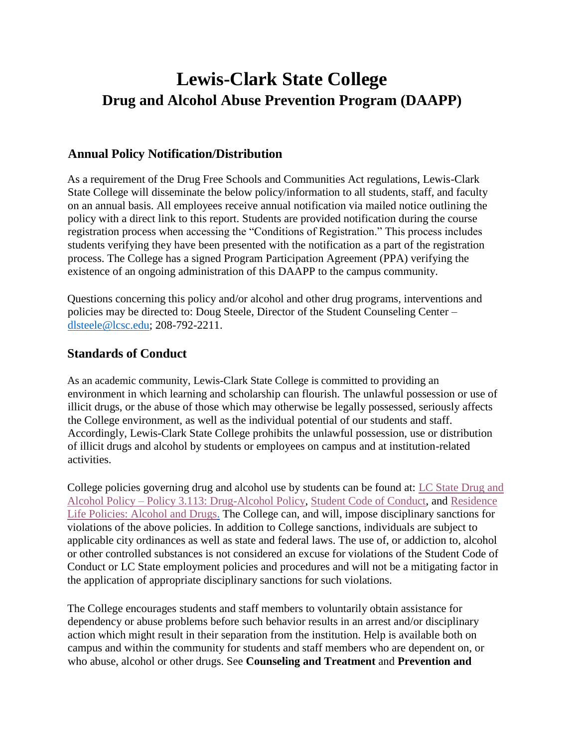# Lewis-Clark State College
## Drug and Alcohol Abuse Prevention Program (DAAPP)

### Annual Policy Notification/Distribution

As a requirement of the Drug Free Schools and Communities Act regulations, Lewis-Clark State College will disseminate the below policy/information to all students, staff, and faculty on an annual basis. All employees receive annual notification via mailed notice outlining the policy with a direct link to this report. Students are provided notification during the course registration process when accessing the "Conditions of Registration." This process includes students verifying they have been presented with the notification as a part of the registration process. The College has a signed Program Participation Agreement (PPA) verifying the existence of an ongoing administration of this DAAPP to the campus community.

Questions concerning this policy and/or alcohol and other drug programs, interventions and policies may be directed to: Doug Steele, Director of the Student Counseling Center – dlsteele@lcsc.edu; 208-792-2211.

### Standards of Conduct

As an academic community, Lewis-Clark State College is committed to providing an environment in which learning and scholarship can flourish. The unlawful possession or use of illicit drugs, or the abuse of those which may otherwise be legally possessed, seriously affects the College environment, as well as the individual potential of our students and staff. Accordingly, Lewis-Clark State College prohibits the unlawful possession, use or distribution of illicit drugs and alcohol by students or employees on campus and at institution-related activities.

College policies governing drug and alcohol use by students can be found at: LC State Drug and Alcohol Policy – Policy 3.113: Drug-Alcohol Policy, Student Code of Conduct, and Residence Life Policies: Alcohol and Drugs. The College can, and will, impose disciplinary sanctions for violations of the above policies. In addition to College sanctions, individuals are subject to applicable city ordinances as well as state and federal laws. The use of, or addiction to, alcohol or other controlled substances is not considered an excuse for violations of the Student Code of Conduct or LC State employment policies and procedures and will not be a mitigating factor in the application of appropriate disciplinary sanctions for such violations.

The College encourages students and staff members to voluntarily obtain assistance for dependency or abuse problems before such behavior results in an arrest and/or disciplinary action which might result in their separation from the institution. Help is available both on campus and within the community for students and staff members who are dependent on, or who abuse, alcohol or other drugs. See **Counseling and Treatment** and **Prevention and**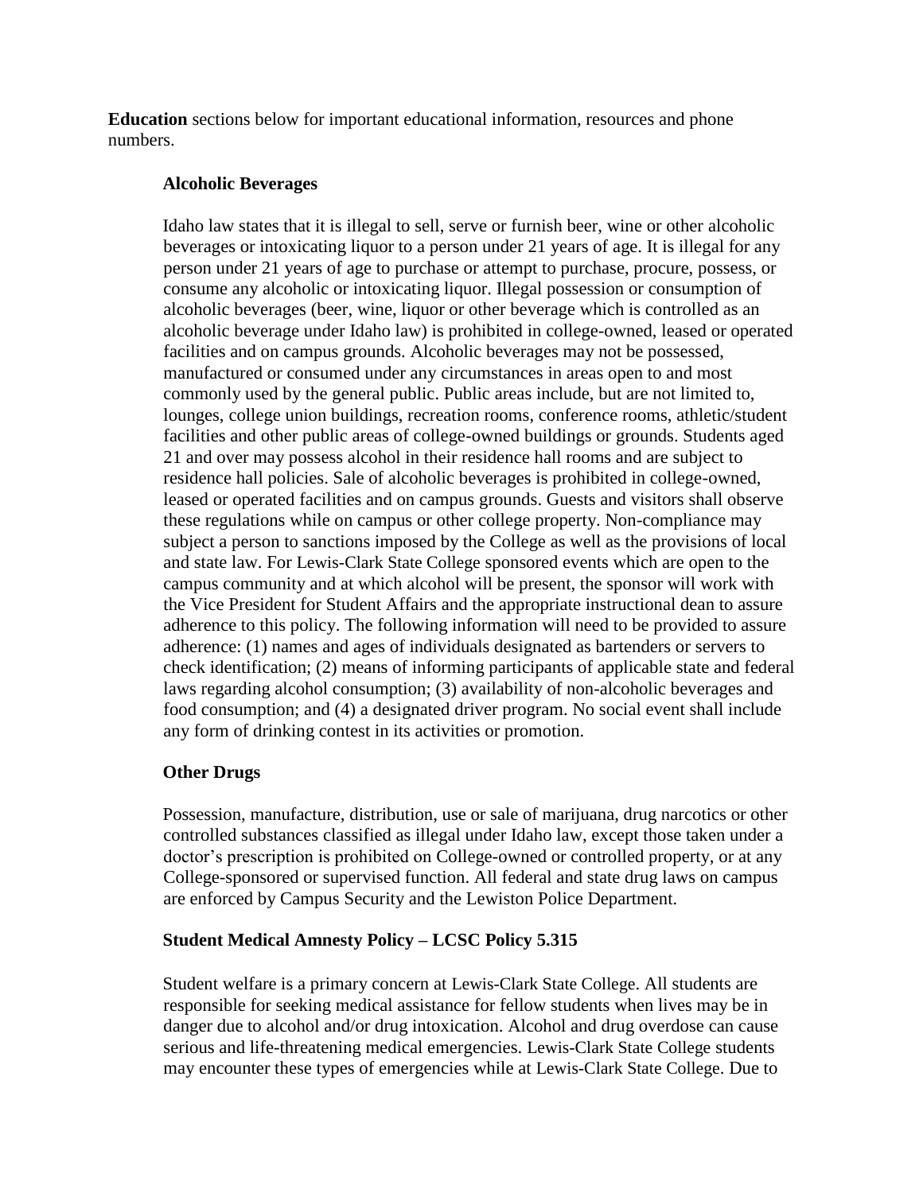**Education** sections below for important educational information, resources and phone numbers.

### Alcoholic Beverages

Idaho law states that it is illegal to sell, serve or furnish beer, wine or other alcoholic beverages or intoxicating liquor to a person under 21 years of age. It is illegal for any person under 21 years of age to purchase or attempt to purchase, procure, possess, or consume any alcoholic or intoxicating liquor. Illegal possession or consumption of alcoholic beverages (beer, wine, liquor or other beverage which is controlled as an alcoholic beverage under Idaho law) is prohibited in college-owned, leased or operated facilities and on campus grounds. Alcoholic beverages may not be possessed, manufactured or consumed under any circumstances in areas open to and most commonly used by the general public. Public areas include, but are not limited to, lounges, college union buildings, recreation rooms, conference rooms, athletic/student facilities and other public areas of college-owned buildings or grounds. Students aged 21 and over may possess alcohol in their residence hall rooms and are subject to residence hall policies. Sale of alcoholic beverages is prohibited in college-owned, leased or operated facilities and on campus grounds. Guests and visitors shall observe these regulations while on campus or other college property. Non-compliance may subject a person to sanctions imposed by the College as well as the provisions of local and state law. For Lewis-Clark State College sponsored events which are open to the campus community and at which alcohol will be present, the sponsor will work with the Vice President for Student Affairs and the appropriate instructional dean to assure adherence to this policy. The following information will need to be provided to assure adherence: (1) names and ages of individuals designated as bartenders or servers to check identification; (2) means of informing participants of applicable state and federal laws regarding alcohol consumption; (3) availability of non-alcoholic beverages and food consumption; and (4) a designated driver program. No social event shall include any form of drinking contest in its activities or promotion.

### Other Drugs

Possession, manufacture, distribution, use or sale of marijuana, drug narcotics or other controlled substances classified as illegal under Idaho law, except those taken under a doctor's prescription is prohibited on College-owned or controlled property, or at any College-sponsored or supervised function. All federal and state drug laws on campus are enforced by Campus Security and the Lewiston Police Department.

### Student Medical Amnesty Policy – LCSC Policy 5.315

Student welfare is a primary concern at Lewis-Clark State College. All students are responsible for seeking medical assistance for fellow students when lives may be in danger due to alcohol and/or drug intoxication. Alcohol and drug overdose can cause serious and life-threatening medical emergencies. Lewis-Clark State College students may encounter these types of emergencies while at Lewis-Clark State College. Due to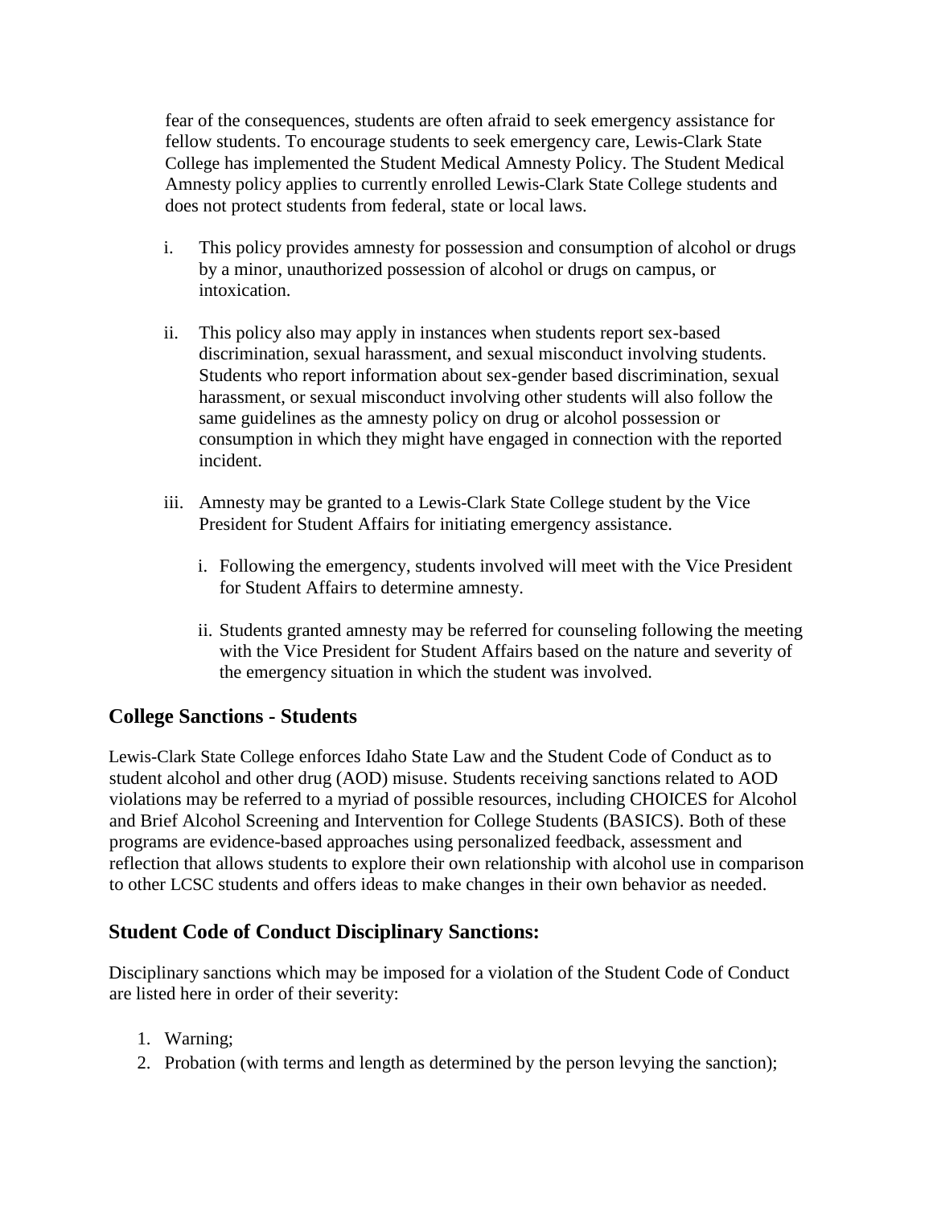fear of the consequences, students are often afraid to seek emergency assistance for fellow students. To encourage students to seek emergency care, Lewis-Clark State College has implemented the Student Medical Amnesty Policy. The Student Medical Amnesty policy applies to currently enrolled Lewis-Clark State College students and does not protect students from federal, state or local laws.

i. This policy provides amnesty for possession and consumption of alcohol or drugs by a minor, unauthorized possession of alcohol or drugs on campus, or intoxication.

ii. This policy also may apply in instances when students report sex-based discrimination, sexual harassment, and sexual misconduct involving students. Students who report information about sex-gender based discrimination, sexual harassment, or sexual misconduct involving other students will also follow the same guidelines as the amnesty policy on drug or alcohol possession or consumption in which they might have engaged in connection with the reported incident.

iii. Amnesty may be granted to a Lewis-Clark State College student by the Vice President for Student Affairs for initiating emergency assistance.

    i. Following the emergency, students involved will meet with the Vice President for Student Affairs to determine amnesty.

    ii. Students granted amnesty may be referred for counseling following the meeting with the Vice President for Student Affairs based on the nature and severity of the emergency situation in which the student was involved.

## College Sanctions - Students

Lewis-Clark State College enforces Idaho State Law and the Student Code of Conduct as to student alcohol and other drug (AOD) misuse. Students receiving sanctions related to AOD violations may be referred to a myriad of possible resources, including CHOICES for Alcohol and Brief Alcohol Screening and Intervention for College Students (BASICS). Both of these programs are evidence-based approaches using personalized feedback, assessment and reflection that allows students to explore their own relationship with alcohol use in comparison to other LCSC students and offers ideas to make changes in their own behavior as needed.

## Student Code of Conduct Disciplinary Sanctions:

Disciplinary sanctions which may be imposed for a violation of the Student Code of Conduct are listed here in order of their severity:

1. Warning;
2. Probation (with terms and length as determined by the person levying the sanction);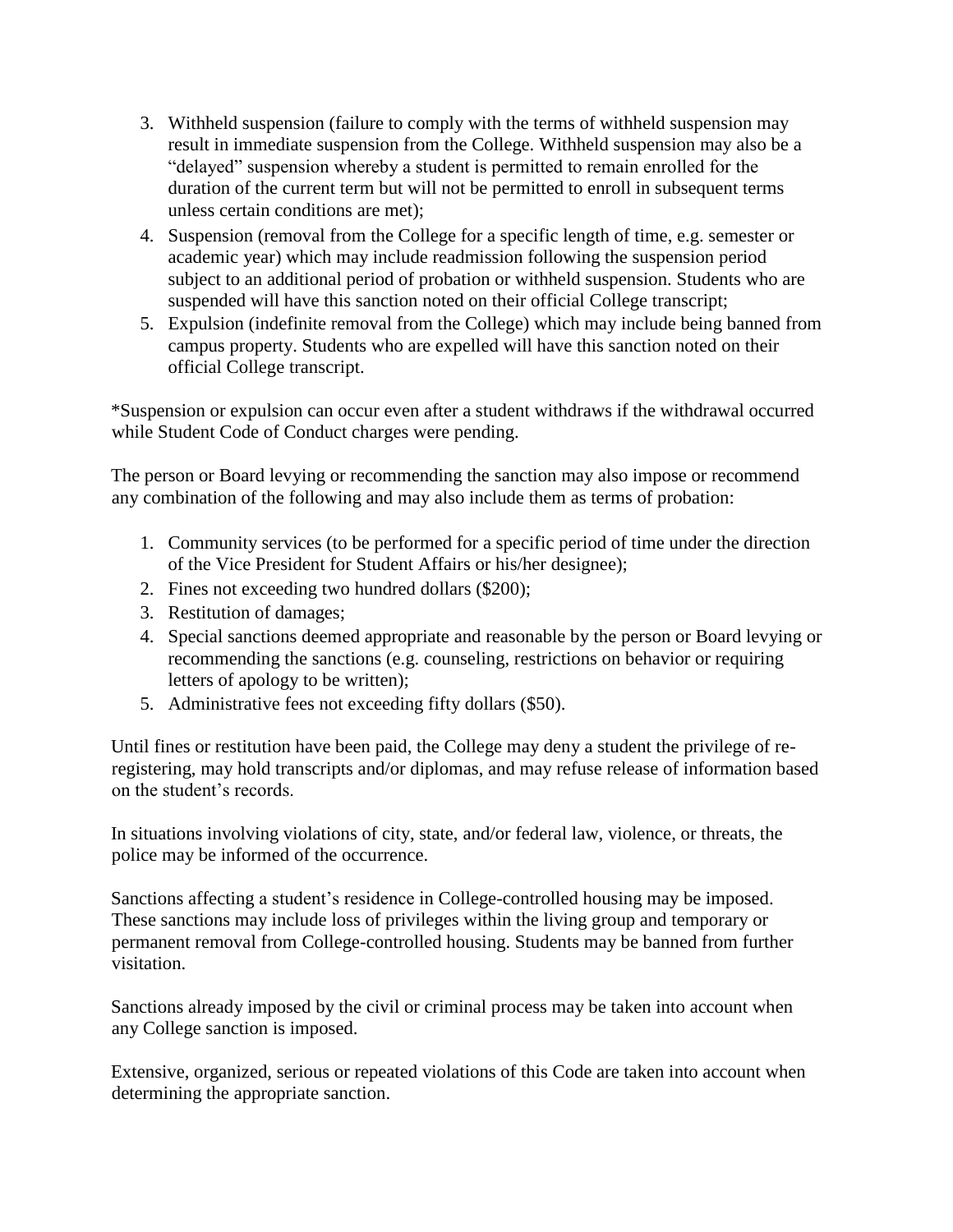3. Withheld suspension (failure to comply with the terms of withheld suspension may result in immediate suspension from the College. Withheld suspension may also be a "delayed" suspension whereby a student is permitted to remain enrolled for the duration of the current term but will not be permitted to enroll in subsequent terms unless certain conditions are met);
4. Suspension (removal from the College for a specific length of time, e.g. semester or academic year) which may include readmission following the suspension period subject to an additional period of probation or withheld suspension. Students who are suspended will have this sanction noted on their official College transcript;
5. Expulsion (indefinite removal from the College) which may include being banned from campus property. Students who are expelled will have this sanction noted on their official College transcript.

*Suspension or expulsion can occur even after a student withdraws if the withdrawal occurred while Student Code of Conduct charges were pending.

The person or Board levying or recommending the sanction may also impose or recommend any combination of the following and may also include them as terms of probation:

1. Community services (to be performed for a specific period of time under the direction of the Vice President for Student Affairs or his/her designee);
2. Fines not exceeding two hundred dollars ($200);
3. Restitution of damages;
4. Special sanctions deemed appropriate and reasonable by the person or Board levying or recommending the sanctions (e.g. counseling, restrictions on behavior or requiring letters of apology to be written);
5. Administrative fees not exceeding fifty dollars ($50).

Until fines or restitution have been paid, the College may deny a student the privilege of re-registering, may hold transcripts and/or diplomas, and may refuse release of information based on the student's records.

In situations involving violations of city, state, and/or federal law, violence, or threats, the police may be informed of the occurrence.

Sanctions affecting a student's residence in College-controlled housing may be imposed. These sanctions may include loss of privileges within the living group and temporary or permanent removal from College-controlled housing. Students may be banned from further visitation.

Sanctions already imposed by the civil or criminal process may be taken into account when any College sanction is imposed.

Extensive, organized, serious or repeated violations of this Code are taken into account when determining the appropriate sanction.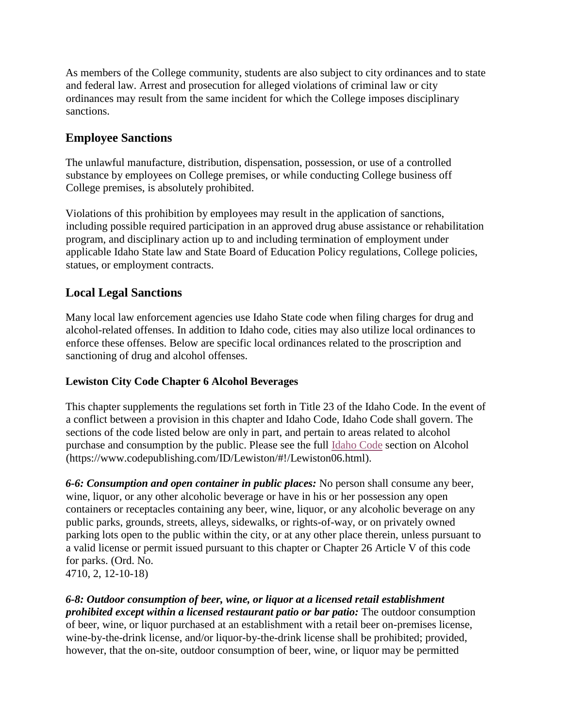As members of the College community, students are also subject to city ordinances and to state and federal law. Arrest and prosecution for alleged violations of criminal law or city ordinances may result from the same incident for which the College imposes disciplinary sanctions.

## Employee Sanctions

The unlawful manufacture, distribution, dispensation, possession, or use of a controlled substance by employees on College premises, or while conducting College business off College premises, is absolutely prohibited.

Violations of this prohibition by employees may result in the application of sanctions, including possible required participation in an approved drug abuse assistance or rehabilitation program, and disciplinary action up to and including termination of employment under applicable Idaho State law and State Board of Education Policy regulations, College policies, statues, or employment contracts.

## Local Legal Sanctions

Many local law enforcement agencies use Idaho State code when filing charges for drug and alcohol-related offenses. In addition to Idaho code, cities may also utilize local ordinances to enforce these offenses. Below are specific local ordinances related to the proscription and sanctioning of drug and alcohol offenses.

### Lewiston City Code Chapter 6 Alcohol Beverages

This chapter supplements the regulations set forth in Title 23 of the Idaho Code. In the event of a conflict between a provision in this chapter and Idaho Code, Idaho Code shall govern. The sections of the code listed below are only in part, and pertain to areas related to alcohol purchase and consumption by the public. Please see the full Idaho Code section on Alcohol (https://www.codepublishing.com/ID/Lewiston/#!/Lewiston06.html).

***6-6: Consumption and open container in public places:*** No person shall consume any beer, wine, liquor, or any other alcoholic beverage or have in his or her possession any open containers or receptacles containing any beer, wine, liquor, or any alcoholic beverage on any public parks, grounds, streets, alleys, sidewalks, or rights-of-way, or on privately owned parking lots open to the public within the city, or at any other place therein, unless pursuant to a valid license or permit issued pursuant to this chapter or Chapter 26 Article V of this code for parks. (Ord. No.
4710, 2, 12-10-18)

***6-8: Outdoor consumption of beer, wine, or liquor at a licensed retail establishment prohibited except within a licensed restaurant patio or bar patio:*** The outdoor consumption of beer, wine, or liquor purchased at an establishment with a retail beer on-premises license, wine-by-the-drink license, and/or liquor-by-the-drink license shall be prohibited; provided, however, that the on-site, outdoor consumption of beer, wine, or liquor may be permitted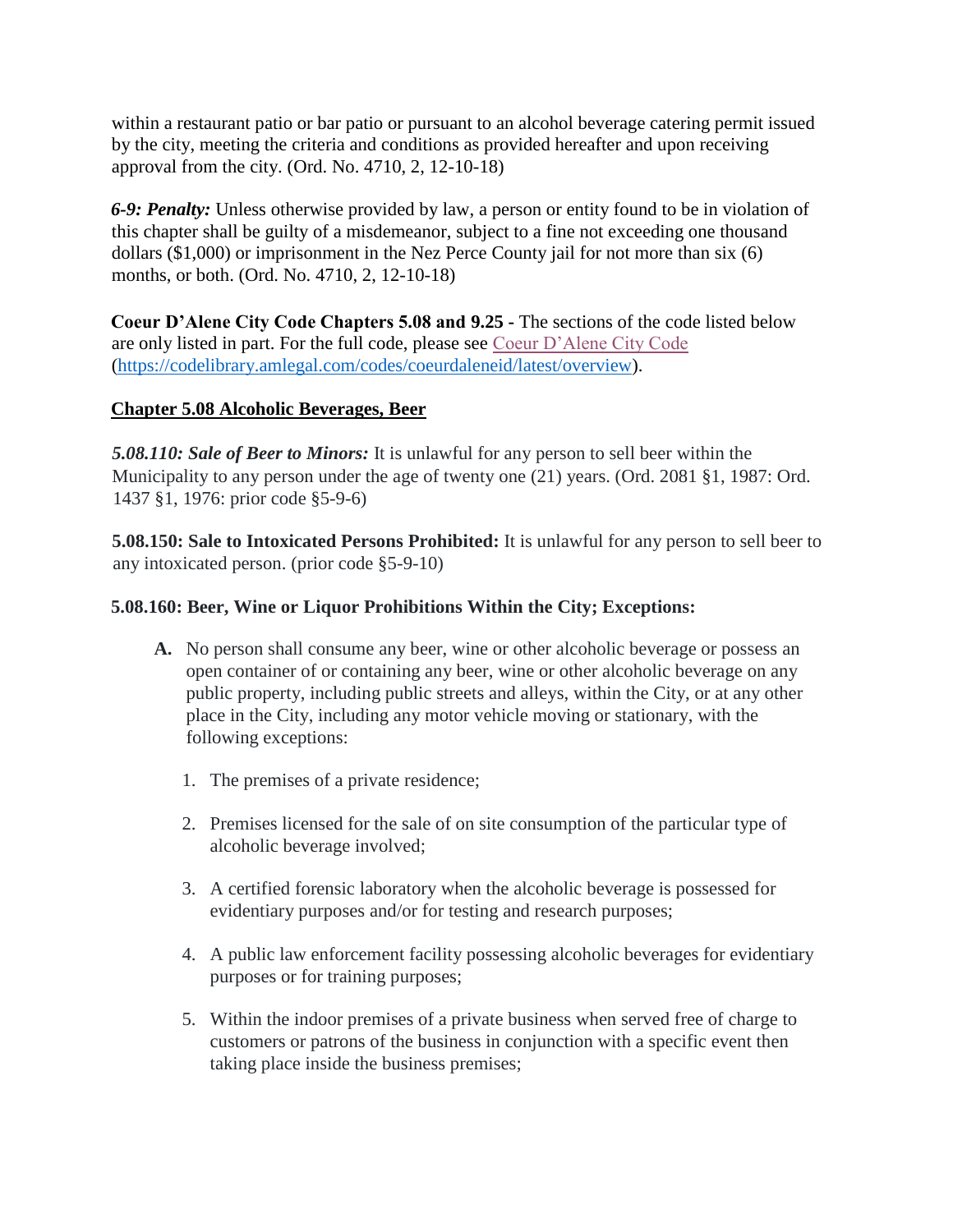within a restaurant patio or bar patio or pursuant to an alcohol beverage catering permit issued by the city, meeting the criteria and conditions as provided hereafter and upon receiving approval from the city. (Ord. No. 4710, 2, 12-10-18)

***6-9: Penalty:*** Unless otherwise provided by law, a person or entity found to be in violation of this chapter shall be guilty of a misdemeanor, subject to a fine not exceeding one thousand dollars ($1,000) or imprisonment in the Nez Perce County jail for not more than six (6) months, or both. (Ord. No. 4710, 2, 12-10-18)

**Coeur D'Alene City Code Chapters 5.08 and 9.25 -** The sections of the code listed below are only listed in part. For the full code, please see [Coeur D'Alene City Code](https://codelibrary.amlegal.com/codes/coeurdaleneid/latest/overview) (https://codelibrary.amlegal.com/codes/coeurdaleneid/latest/overview).

## Chapter 5.08 Alcoholic Beverages, Beer

***5.08.110: Sale of Beer to Minors:*** It is unlawful for any person to sell beer within the Municipality to any person under the age of twenty one (21) years. (Ord. 2081 §1, 1987: Ord. 1437 §1, 1976: prior code §5-9-6)

**5.08.150: Sale to Intoxicated Persons Prohibited:** It is unlawful for any person to sell beer to any intoxicated person. (prior code §5-9-10)

### 5.08.160: Beer, Wine or Liquor Prohibitions Within the City; Exceptions:

**A.** No person shall consume any beer, wine or other alcoholic beverage or possess an open container of or containing any beer, wine or other alcoholic beverage on any public property, including public streets and alleys, within the City, or at any other place in the City, including any motor vehicle moving or stationary, with the following exceptions:

1. The premises of a private residence;
2. Premises licensed for the sale of on site consumption of the particular type of alcoholic beverage involved;
3. A certified forensic laboratory when the alcoholic beverage is possessed for evidentiary purposes and/or for testing and research purposes;
4. A public law enforcement facility possessing alcoholic beverages for evidentiary purposes or for training purposes;
5. Within the indoor premises of a private business when served free of charge to customers or patrons of the business in conjunction with a specific event then taking place inside the business premises;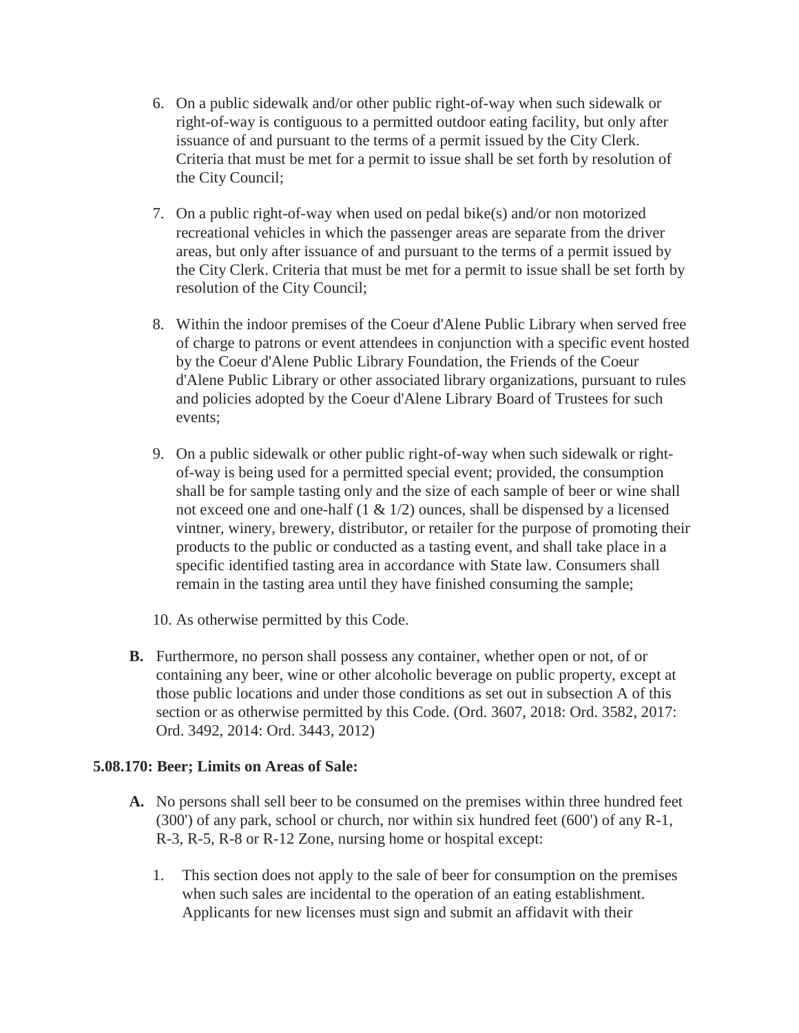6. On a public sidewalk and/or other public right-of-way when such sidewalk or right-of-way is contiguous to a permitted outdoor eating facility, but only after issuance of and pursuant to the terms of a permit issued by the City Clerk. Criteria that must be met for a permit to issue shall be set forth by resolution of the City Council;
7. On a public right-of-way when used on pedal bike(s) and/or non motorized recreational vehicles in which the passenger areas are separate from the driver areas, but only after issuance of and pursuant to the terms of a permit issued by the City Clerk. Criteria that must be met for a permit to issue shall be set forth by resolution of the City Council;
8. Within the indoor premises of the Coeur d'Alene Public Library when served free of charge to patrons or event attendees in conjunction with a specific event hosted by the Coeur d'Alene Public Library Foundation, the Friends of the Coeur d'Alene Public Library or other associated library organizations, pursuant to rules and policies adopted by the Coeur d'Alene Library Board of Trustees for such events;
9. On a public sidewalk or other public right-of-way when such sidewalk or right-of-way is being used for a permitted special event; provided, the consumption shall be for sample tasting only and the size of each sample of beer or wine shall not exceed one and one-half (1 & 1/2) ounces, shall be dispensed by a licensed vintner, winery, brewery, distributor, or retailer for the purpose of promoting their products to the public or conducted as a tasting event, and shall take place in a specific identified tasting area in accordance with State law. Consumers shall remain in the tasting area until they have finished consuming the sample;
10. As otherwise permitted by this Code.

**B.** Furthermore, no person shall possess any container, whether open or not, of or containing any beer, wine or other alcoholic beverage on public property, except at those public locations and under those conditions as set out in subsection A of this section or as otherwise permitted by this Code. (Ord. 3607, 2018: Ord. 3582, 2017: Ord. 3492, 2014: Ord. 3443, 2012)

**5.08.170: Beer; Limits on Areas of Sale:**

**A.** No persons shall sell beer to be consumed on the premises within three hundred feet (300') of any park, school or church, nor within six hundred feet (600') of any R-1, R-3, R-5, R-8 or R-12 Zone, nursing home or hospital except:

1. This section does not apply to the sale of beer for consumption on the premises when such sales are incidental to the operation of an eating establishment. Applicants for new licenses must sign and submit an affidavit with their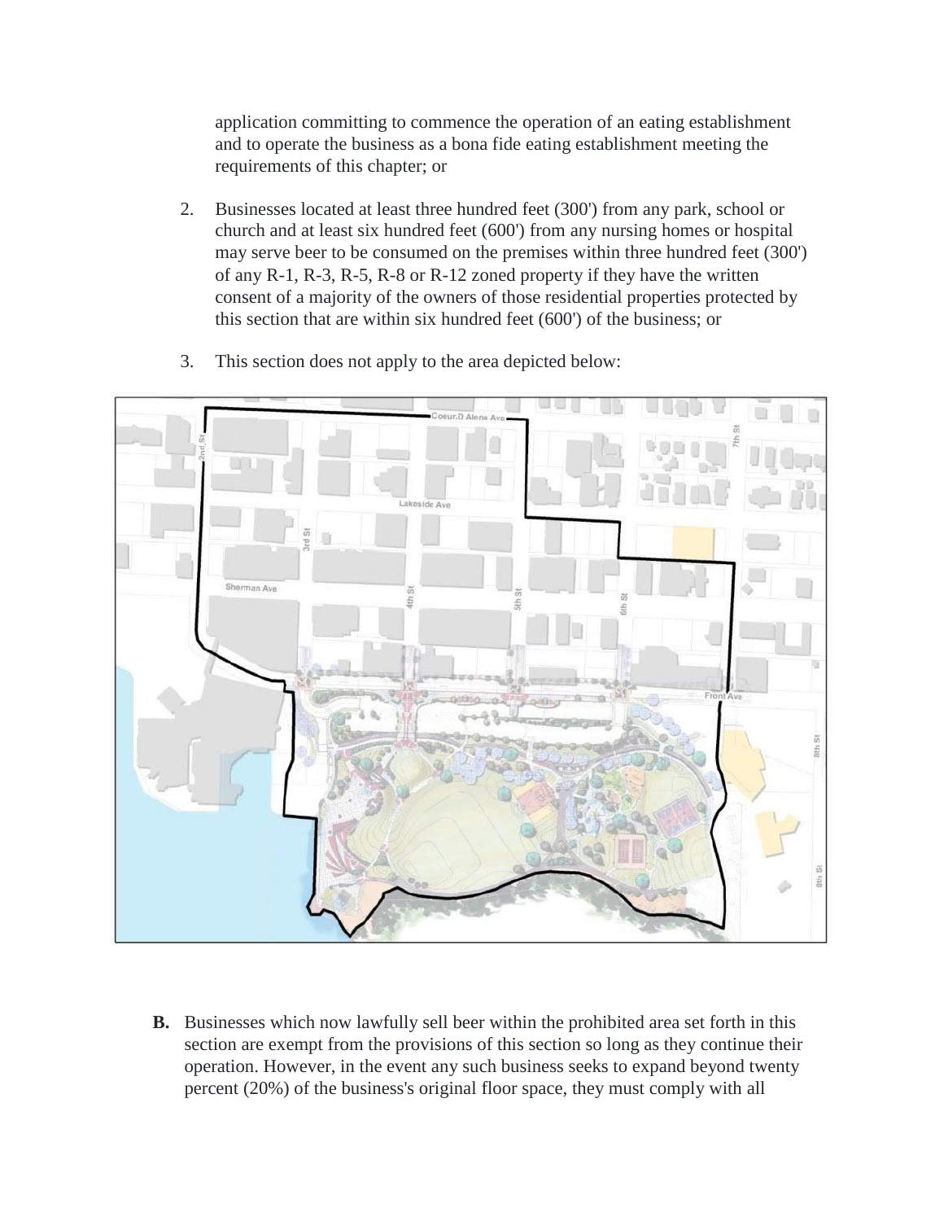application committing to commence the operation of an eating establishment and to operate the business as a bona fide eating establishment meeting the requirements of this chapter; or

2. Businesses located at least three hundred feet (300') from any park, school or church and at least six hundred feet (600') from any nursing homes or hospital may serve beer to be consumed on the premises within three hundred feet (300') of any R-1, R-3, R-5, R-8 or R-12 zoned property if they have the written consent of a majority of the owners of those residential properties protected by this section that are within six hundred feet (600') of the business; or

3. This section does not apply to the area depicted below:

**B.** Businesses which now lawfully sell beer within the prohibited area set forth in this section are exempt from the provisions of this section so long as they continue their operation. However, in the event any such business seeks to expand beyond twenty percent (20%) of the business's original floor space, they must comply with all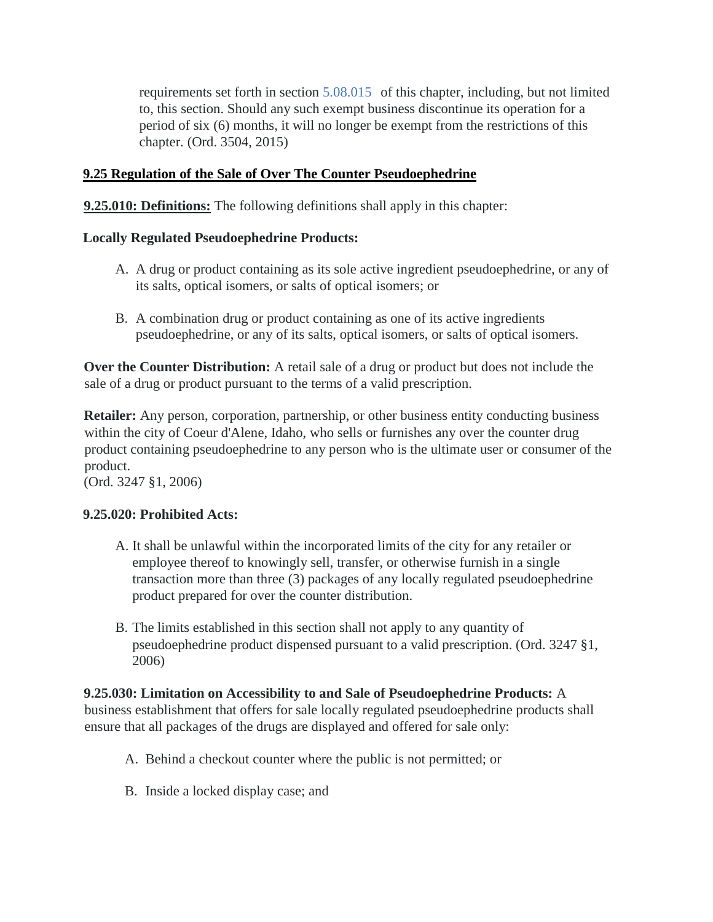requirements set forth in section 5.08.015 of this chapter, including, but not limited to, this section. Should any such exempt business discontinue its operation for a period of six (6) months, it will no longer be exempt from the restrictions of this chapter. (Ord. 3504, 2015)

## 9.25 Regulation of the Sale of Over The Counter Pseudoephedrine

**9.25.010: Definitions:** The following definitions shall apply in this chapter:

**Locally Regulated Pseudoephedrine Products:**

A. A drug or product containing as its sole active ingredient pseudoephedrine, or any of its salts, optical isomers, or salts of optical isomers; or

B. A combination drug or product containing as one of its active ingredients pseudoephedrine, or any of its salts, optical isomers, or salts of optical isomers.

**Over the Counter Distribution:** A retail sale of a drug or product but does not include the sale of a drug or product pursuant to the terms of a valid prescription.

**Retailer:** Any person, corporation, partnership, or other business entity conducting business within the city of Coeur d'Alene, Idaho, who sells or furnishes any over the counter drug product containing pseudoephedrine to any person who is the ultimate user or consumer of the product.
(Ord. 3247 §1, 2006)

**9.25.020: Prohibited Acts:**

A. It shall be unlawful within the incorporated limits of the city for any retailer or employee thereof to knowingly sell, transfer, or otherwise furnish in a single transaction more than three (3) packages of any locally regulated pseudoephedrine product prepared for over the counter distribution.

B. The limits established in this section shall not apply to any quantity of pseudoephedrine product dispensed pursuant to a valid prescription. (Ord. 3247 §1, 2006)

**9.25.030: Limitation on Accessibility to and Sale of Pseudoephedrine Products:** A business establishment that offers for sale locally regulated pseudoephedrine products shall ensure that all packages of the drugs are displayed and offered for sale only:

A. Behind a checkout counter where the public is not permitted; or

B. Inside a locked display case; and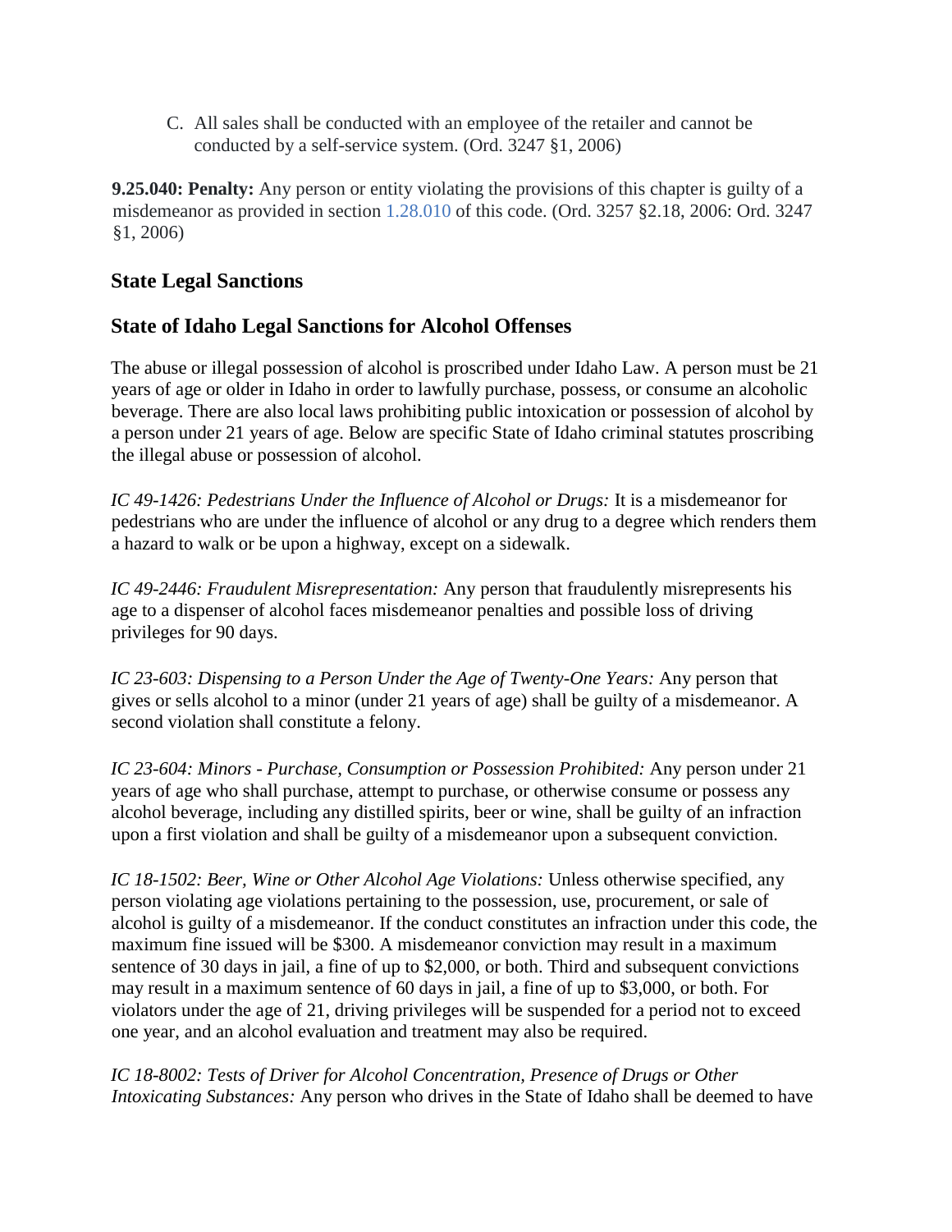C. All sales shall be conducted with an employee of the retailer and cannot be conducted by a self-service system. (Ord. 3247 §1, 2006)

**9.25.040: Penalty:** Any person or entity violating the provisions of this chapter is guilty of a misdemeanor as provided in section 1.28.010 of this code. (Ord. 3257 §2.18, 2006: Ord. 3247 §1, 2006)

## State Legal Sanctions

## State of Idaho Legal Sanctions for Alcohol Offenses

The abuse or illegal possession of alcohol is proscribed under Idaho Law. A person must be 21 years of age or older in Idaho in order to lawfully purchase, possess, or consume an alcoholic beverage. There are also local laws prohibiting public intoxication or possession of alcohol by a person under 21 years of age. Below are specific State of Idaho criminal statutes proscribing the illegal abuse or possession of alcohol.

*IC 49-1426: Pedestrians Under the Influence of Alcohol or Drugs:* It is a misdemeanor for pedestrians who are under the influence of alcohol or any drug to a degree which renders them a hazard to walk or be upon a highway, except on a sidewalk.

*IC 49-2446: Fraudulent Misrepresentation:* Any person that fraudulently misrepresents his age to a dispenser of alcohol faces misdemeanor penalties and possible loss of driving privileges for 90 days.

*IC 23-603: Dispensing to a Person Under the Age of Twenty-One Years:* Any person that gives or sells alcohol to a minor (under 21 years of age) shall be guilty of a misdemeanor. A second violation shall constitute a felony.

*IC 23-604: Minors - Purchase, Consumption or Possession Prohibited:* Any person under 21 years of age who shall purchase, attempt to purchase, or otherwise consume or possess any alcohol beverage, including any distilled spirits, beer or wine, shall be guilty of an infraction upon a first violation and shall be guilty of a misdemeanor upon a subsequent conviction.

*IC 18-1502: Beer, Wine or Other Alcohol Age Violations:* Unless otherwise specified, any person violating age violations pertaining to the possession, use, procurement, or sale of alcohol is guilty of a misdemeanor. If the conduct constitutes an infraction under this code, the maximum fine issued will be $300. A misdemeanor conviction may result in a maximum sentence of 30 days in jail, a fine of up to $2,000, or both. Third and subsequent convictions may result in a maximum sentence of 60 days in jail, a fine of up to $3,000, or both. For violators under the age of 21, driving privileges will be suspended for a period not to exceed one year, and an alcohol evaluation and treatment may also be required.

*IC 18-8002: Tests of Driver for Alcohol Concentration, Presence of Drugs or Other Intoxicating Substances:* Any person who drives in the State of Idaho shall be deemed to have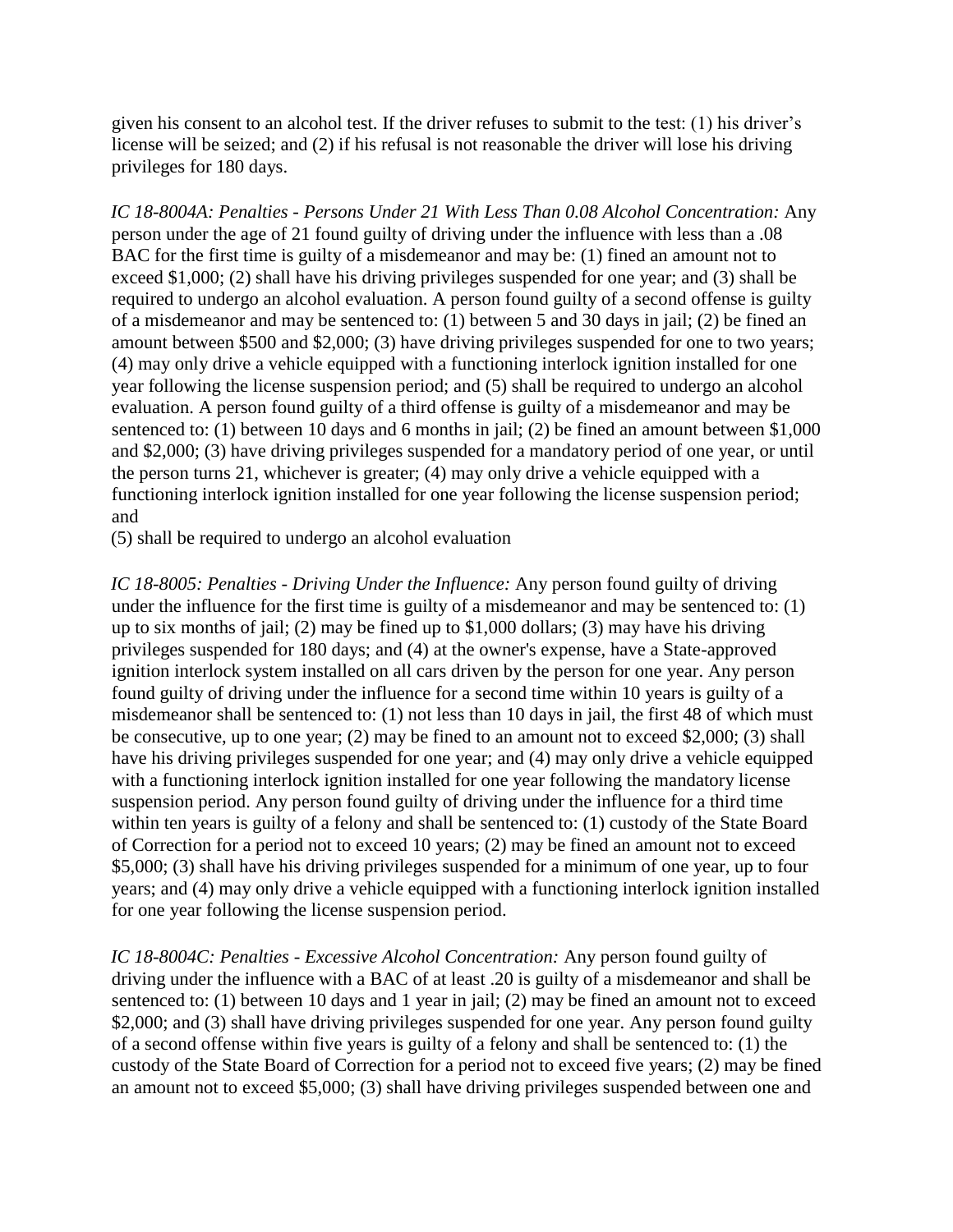given his consent to an alcohol test. If the driver refuses to submit to the test: (1) his driver's license will be seized; and (2) if his refusal is not reasonable the driver will lose his driving privileges for 180 days.

*IC 18-8004A: Penalties - Persons Under 21 With Less Than 0.08 Alcohol Concentration:* Any person under the age of 21 found guilty of driving under the influence with less than a .08 BAC for the first time is guilty of a misdemeanor and may be: (1) fined an amount not to exceed $1,000; (2) shall have his driving privileges suspended for one year; and (3) shall be required to undergo an alcohol evaluation. A person found guilty of a second offense is guilty of a misdemeanor and may be sentenced to: (1) between 5 and 30 days in jail; (2) be fined an amount between $500 and $2,000; (3) have driving privileges suspended for one to two years; (4) may only drive a vehicle equipped with a functioning interlock ignition installed for one year following the license suspension period; and (5) shall be required to undergo an alcohol evaluation. A person found guilty of a third offense is guilty of a misdemeanor and may be sentenced to: (1) between 10 days and 6 months in jail; (2) be fined an amount between $1,000 and $2,000; (3) have driving privileges suspended for a mandatory period of one year, or until the person turns 21, whichever is greater; (4) may only drive a vehicle equipped with a functioning interlock ignition installed for one year following the license suspension period; and
(5) shall be required to undergo an alcohol evaluation

*IC 18-8005: Penalties - Driving Under the Influence:* Any person found guilty of driving under the influence for the first time is guilty of a misdemeanor and may be sentenced to: (1) up to six months of jail; (2) may be fined up to $1,000 dollars; (3) may have his driving privileges suspended for 180 days; and (4) at the owner's expense, have a State-approved ignition interlock system installed on all cars driven by the person for one year. Any person found guilty of driving under the influence for a second time within 10 years is guilty of a misdemeanor shall be sentenced to: (1) not less than 10 days in jail, the first 48 of which must be consecutive, up to one year; (2) may be fined to an amount not to exceed $2,000; (3) shall have his driving privileges suspended for one year; and (4) may only drive a vehicle equipped with a functioning interlock ignition installed for one year following the mandatory license suspension period. Any person found guilty of driving under the influence for a third time within ten years is guilty of a felony and shall be sentenced to: (1) custody of the State Board of Correction for a period not to exceed 10 years; (2) may be fined an amount not to exceed $5,000; (3) shall have his driving privileges suspended for a minimum of one year, up to four years; and (4) may only drive a vehicle equipped with a functioning interlock ignition installed for one year following the license suspension period.

*IC 18-8004C: Penalties - Excessive Alcohol Concentration:* Any person found guilty of driving under the influence with a BAC of at least .20 is guilty of a misdemeanor and shall be sentenced to: (1) between 10 days and 1 year in jail; (2) may be fined an amount not to exceed $2,000; and (3) shall have driving privileges suspended for one year. Any person found guilty of a second offense within five years is guilty of a felony and shall be sentenced to: (1) the custody of the State Board of Correction for a period not to exceed five years; (2) may be fined an amount not to exceed $5,000; (3) shall have driving privileges suspended between one and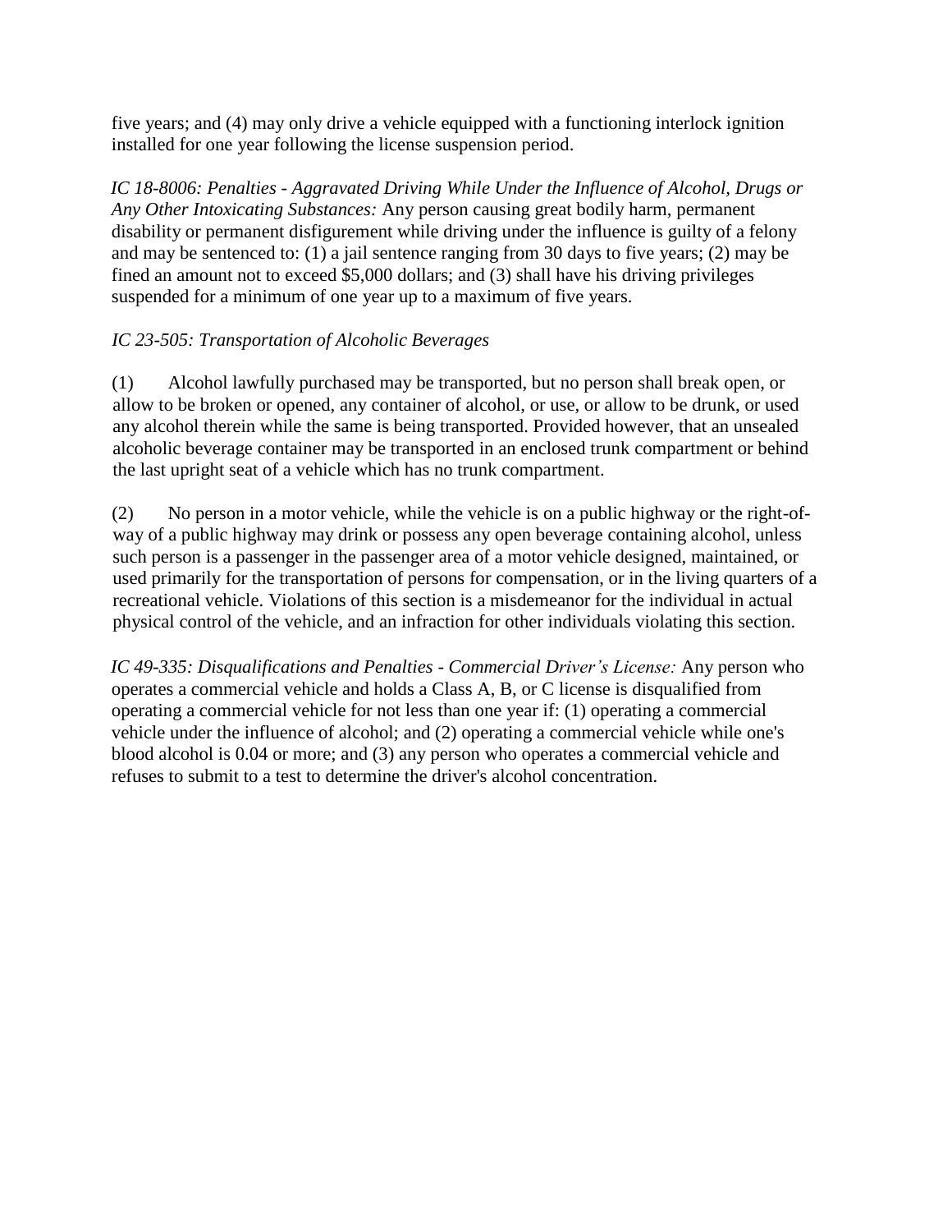five years; and (4) may only drive a vehicle equipped with a functioning interlock ignition installed for one year following the license suspension period.

*IC 18-8006: Penalties - Aggravated Driving While Under the Influence of Alcohol, Drugs or Any Other Intoxicating Substances:* Any person causing great bodily harm, permanent disability or permanent disfigurement while driving under the influence is guilty of a felony and may be sentenced to: (1) a jail sentence ranging from 30 days to five years; (2) may be fined an amount not to exceed $5,000 dollars; and (3) shall have his driving privileges suspended for a minimum of one year up to a maximum of five years.

*IC 23-505: Transportation of Alcoholic Beverages*

(1) Alcohol lawfully purchased may be transported, but no person shall break open, or allow to be broken or opened, any container of alcohol, or use, or allow to be drunk, or used any alcohol therein while the same is being transported. Provided however, that an unsealed alcoholic beverage container may be transported in an enclosed trunk compartment or behind the last upright seat of a vehicle which has no trunk compartment.

(2) No person in a motor vehicle, while the vehicle is on a public highway or the right-of-way of a public highway may drink or possess any open beverage containing alcohol, unless such person is a passenger in the passenger area of a motor vehicle designed, maintained, or used primarily for the transportation of persons for compensation, or in the living quarters of a recreational vehicle. Violations of this section is a misdemeanor for the individual in actual physical control of the vehicle, and an infraction for other individuals violating this section.

*IC 49-335: Disqualifications and Penalties - Commercial Driver's License:* Any person who operates a commercial vehicle and holds a Class A, B, or C license is disqualified from operating a commercial vehicle for not less than one year if: (1) operating a commercial vehicle under the influence of alcohol; and (2) operating a commercial vehicle while one's blood alcohol is 0.04 or more; and (3) any person who operates a commercial vehicle and refuses to submit to a test to determine the driver's alcohol concentration.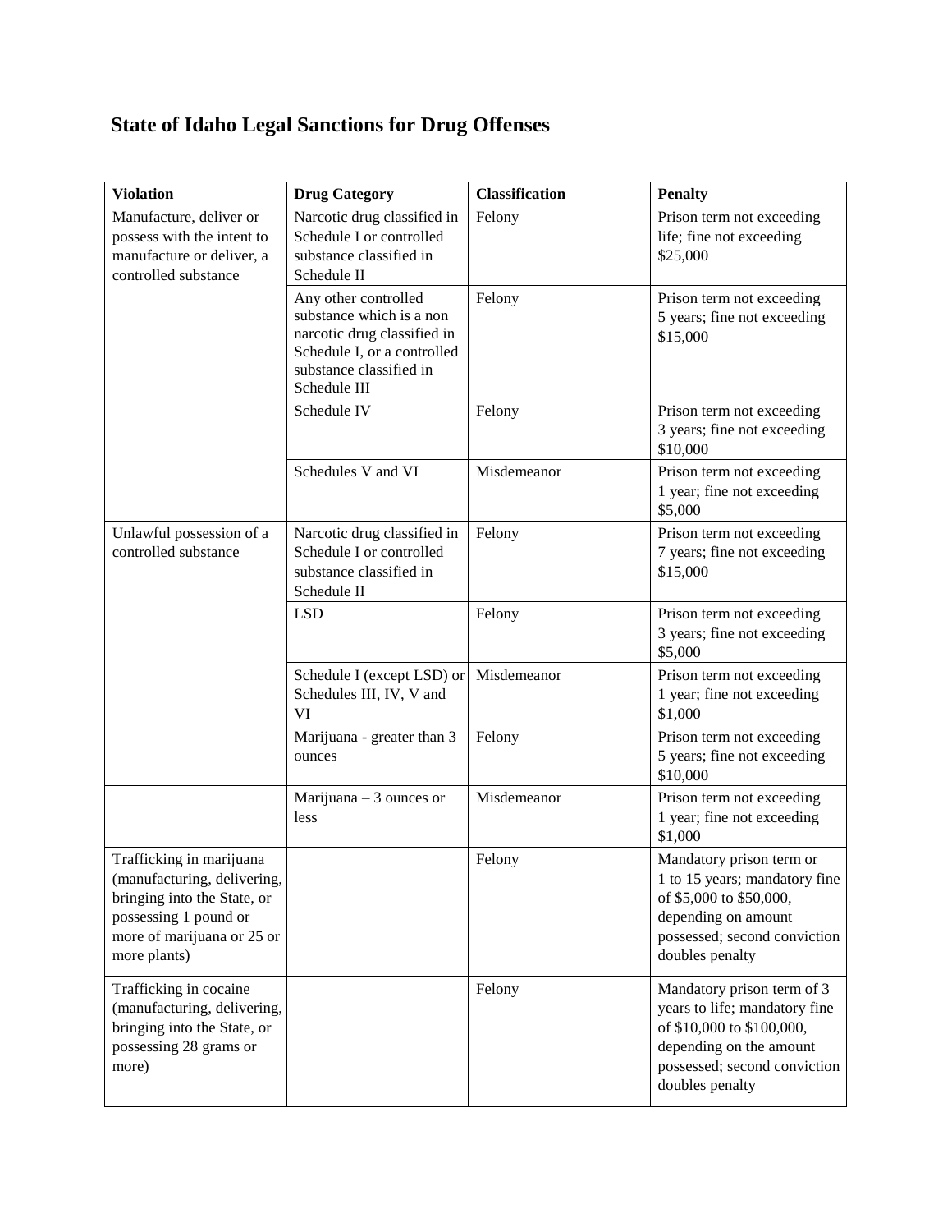# State of Idaho Legal Sanctions for Drug Offenses

| Violation | Drug Category | Classification | Penalty |
| --- | --- | --- | --- |
| Manufacture, deliver or possess with the intent to manufacture or deliver, a controlled substance | Narcotic drug classified in Schedule I or controlled substance classified in Schedule II | Felony | Prison term not exceeding life; fine not exceeding $25,000 |
| | Any other controlled substance which is a non narcotic drug classified in Schedule I, or a controlled substance classified in Schedule III | Felony | Prison term not exceeding 5 years; fine not exceeding $15,000 |
| | Schedule IV | Felony | Prison term not exceeding 3 years; fine not exceeding $10,000 |
| | Schedules V and VI | Misdemeanor | Prison term not exceeding 1 year; fine not exceeding $5,000 |
| Unlawful possession of a controlled substance | Narcotic drug classified in Schedule I or controlled substance classified in Schedule II | Felony | Prison term not exceeding 7 years; fine not exceeding $15,000 |
| | LSD | Felony | Prison term not exceeding 3 years; fine not exceeding $5,000 |
| | Schedule I (except LSD) or Schedules III, IV, V and VI | Misdemeanor | Prison term not exceeding 1 year; fine not exceeding $1,000 |
| | Marijuana - greater than 3 ounces | Felony | Prison term not exceeding 5 years; fine not exceeding $10,000 |
| | Marijuana – 3 ounces or less | Misdemeanor | Prison term not exceeding 1 year; fine not exceeding $1,000 |
| Trafficking in marijuana (manufacturing, delivering, bringing into the State, or possessing 1 pound or more of marijuana or 25 or more plants) | | Felony | Mandatory prison term or 1 to 15 years; mandatory fine of $5,000 to $50,000, depending on amount possessed; second conviction doubles penalty |
| Trafficking in cocaine (manufacturing, delivering, bringing into the State, or possessing 28 grams or more) | | Felony | Mandatory prison term of 3 years to life; mandatory fine of $10,000 to $100,000, depending on the amount possessed; second conviction doubles penalty |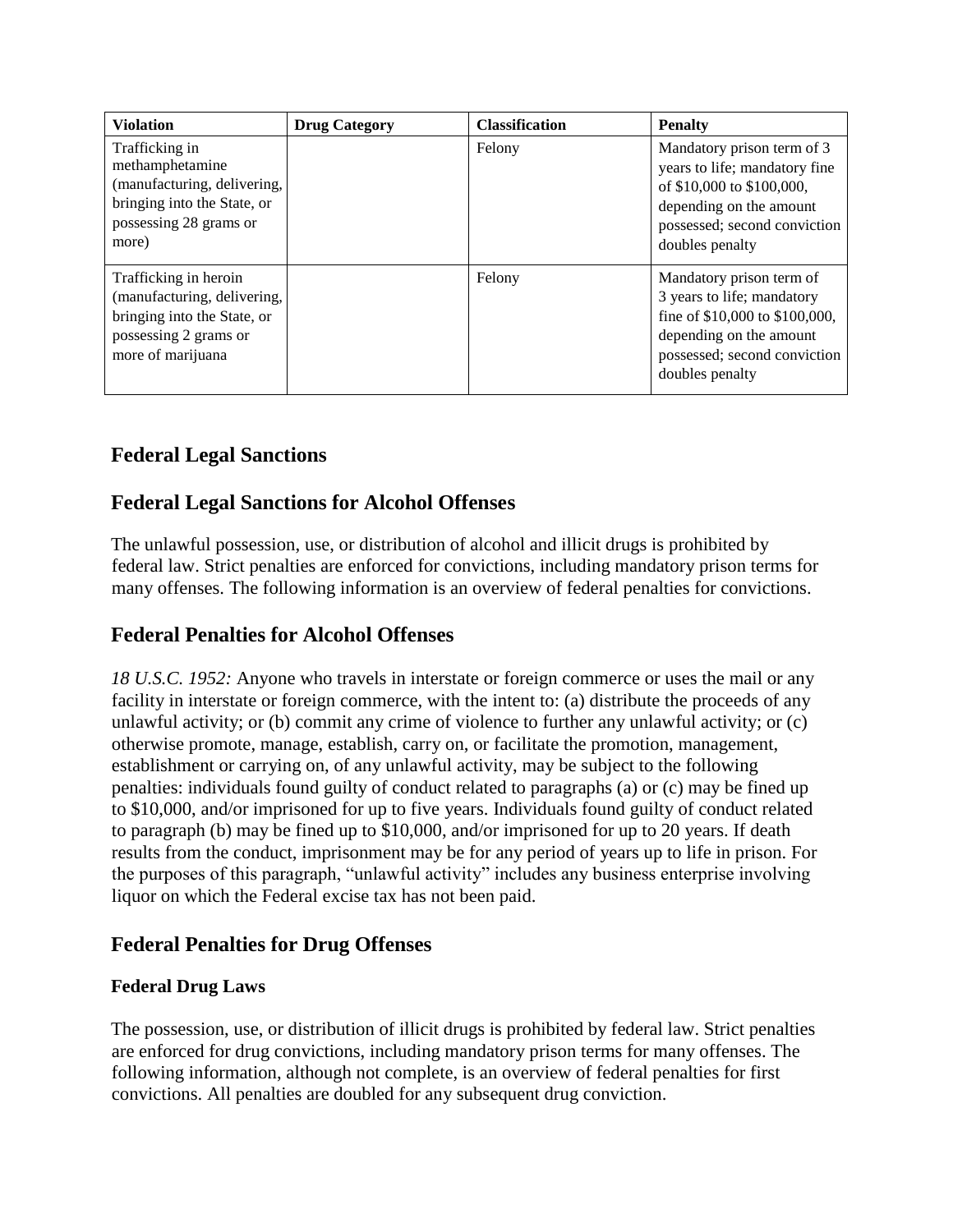| Violation | Drug Category | Classification | Penalty |
| --- | --- | --- | --- |
| Trafficking in methamphetamine (manufacturing, delivering, bringing into the State, or possessing 28 grams or more) | | Felony | Mandatory prison term of 3 years to life; mandatory fine of $10,000 to $100,000, depending on the amount possessed; second conviction doubles penalty |
| Trafficking in heroin (manufacturing, delivering, bringing into the State, or possessing 2 grams or more of marijuana | | Felony | Mandatory prison term of 3 years to life; mandatory fine of $10,000 to $100,000, depending on the amount possessed; second conviction doubles penalty |

## Federal Legal Sanctions

## Federal Legal Sanctions for Alcohol Offenses

The unlawful possession, use, or distribution of alcohol and illicit drugs is prohibited by federal law. Strict penalties are enforced for convictions, including mandatory prison terms for many offenses. The following information is an overview of federal penalties for convictions.

## Federal Penalties for Alcohol Offenses

*18 U.S.C. 1952:* Anyone who travels in interstate or foreign commerce or uses the mail or any facility in interstate or foreign commerce, with the intent to: (a) distribute the proceeds of any unlawful activity; or (b) commit any crime of violence to further any unlawful activity; or (c) otherwise promote, manage, establish, carry on, or facilitate the promotion, management, establishment or carrying on, of any unlawful activity, may be subject to the following penalties: individuals found guilty of conduct related to paragraphs (a) or (c) may be fined up to $10,000, and/or imprisoned for up to five years. Individuals found guilty of conduct related to paragraph (b) may be fined up to $10,000, and/or imprisoned for up to 20 years. If death results from the conduct, imprisonment may be for any period of years up to life in prison. For the purposes of this paragraph, "unlawful activity" includes any business enterprise involving liquor on which the Federal excise tax has not been paid.

## Federal Penalties for Drug Offenses

### Federal Drug Laws

The possession, use, or distribution of illicit drugs is prohibited by federal law. Strict penalties are enforced for drug convictions, including mandatory prison terms for many offenses. The following information, although not complete, is an overview of federal penalties for first convictions. All penalties are doubled for any subsequent drug conviction.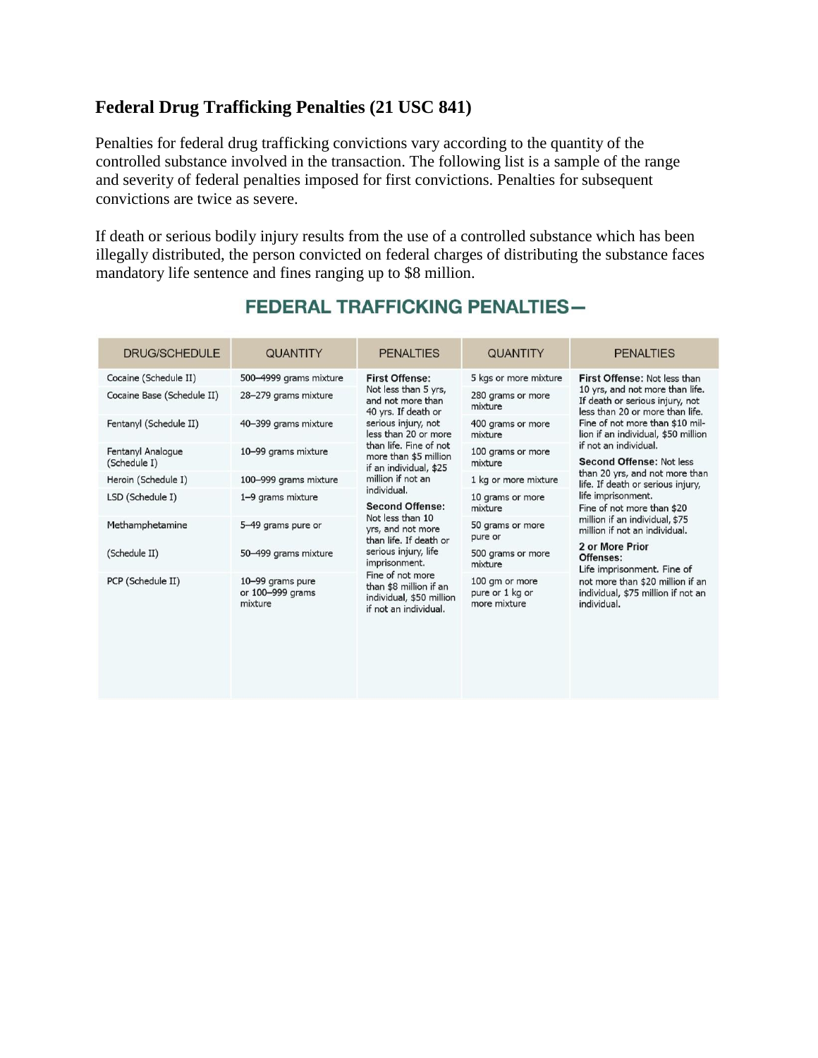## Federal Drug Trafficking Penalties (21 USC 841)

Penalties for federal drug trafficking convictions vary according to the quantity of the controlled substance involved in the transaction. The following list is a sample of the range and severity of federal penalties imposed for first convictions. Penalties for subsequent convictions are twice as severe.

If death or serious bodily injury results from the use of a controlled substance which has been illegally distributed, the person convicted on federal charges of distributing the substance faces mandatory life sentence and fines ranging up to $8 million.

### FEDERAL TRAFFICKING PENALTIES—

| DRUG/SCHEDULE | QUANTITY | PENALTIES | QUANTITY | PENALTIES |
|---|---|---|---|---|
| Cocaine (Schedule II) | 500–4999 grams mixture | **First Offense:** Not less than 5 yrs, and not more than 40 yrs. If death or serious injury, not less than 20 or more than life. Fine of not more than $5 million if an individual, $25 million if not an individual. **Second Offense:** Not less than 10 yrs, and not more than life. If death or serious injury, life imprisonment. Fine of not more than $8 million if an individual, $50 million if not an individual. | 5 kgs or more mixture | **First Offense:** Not less than 10 yrs, and not more than life. If death or serious injury, not less than 20 or more than life. Fine of not more than $10 million if an individual, $50 million if not an individual. **Second Offense:** Not less than 20 yrs, and not more than life. If death or serious injury, life imprisonment. Fine of not more than $20 million if an individual, $75 million if not an individual. **2 or More Prior Offenses:** Life imprisonment. Fine of not more than $20 million if an individual, $75 million if not an individual. |
| Cocaine Base (Schedule II) | 28–279 grams mixture | | 280 grams or more mixture | |
| Fentanyl (Schedule II) | 40–399 grams mixture | | 400 grams or more mixture | |
| Fentanyl Analogue (Schedule I) | 10–99 grams mixture | | 100 grams or more mixture | |
| Heroin (Schedule I) | 100–999 grams mixture | | 1 kg or more mixture | |
| LSD (Schedule I) | 1–9 grams mixture | | 10 grams or more mixture | |
| Methamphetamine | 5–49 grams pure or | | 50 grams or more pure or | |
| (Schedule II) | 50–499 grams mixture | | 500 grams or more mixture | |
| PCP (Schedule II) | 10–99 grams pure or 100–999 grams mixture | | 100 gm or more pure or 1 kg or more mixture | |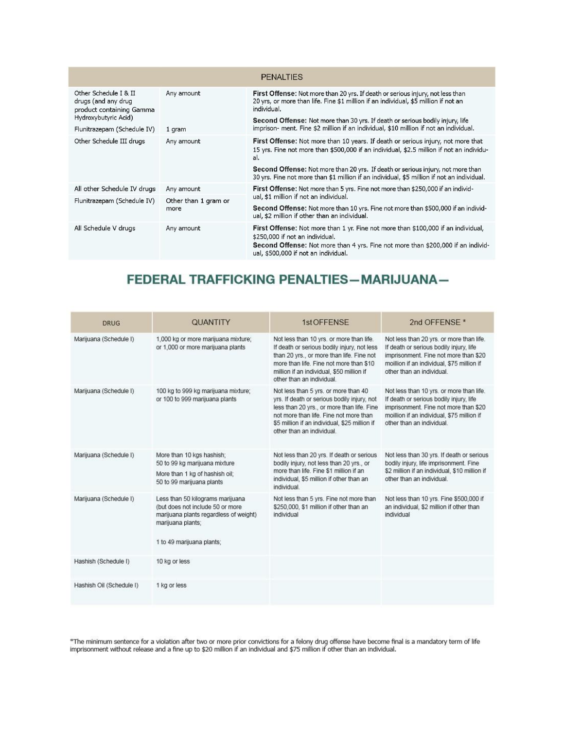| PENALTIES | | |
|---|---|---|
| Other Schedule I & II drugs (and any drug product containing Gamma Hydroxybutyric Acid)<br><br>Flunitrazepam (Schedule IV) | Any amount<br><br>1 gram | **First Offense:** Not more than 20 yrs. If death or serious injury, not less than 20 yrs, or more than life. Fine $1 million if an individual, $5 million if not an individual.<br><br>**Second Offense:** Not more than 30 yrs. If death or serious bodily injury, life imprison- ment. Fine $2 million if an individual, $10 million if not an individual. |
| Other Schedule III drugs | Any amount | **First Offense:** Not more than 10 years. If death or serious injury, not more that 15 yrs. Fine not more than $500,000 if an individual, $2.5 million if not an individu- al.<br><br>**Second Offense:** Not more than 20 yrs. If death or serious injury, not more than 30 yrs. Fine not more than $1 million if an individual, $5 million if not an individual. |
| All other Schedule IV drugs<br><br>Flunitrazepam (Schedule IV) | Any amount<br><br>Other than 1 gram or more | **First Offense:** Not more than 5 yrs. Fine not more than $250,000 if an individ- ual, $1 million if not an individual.<br><br>**Second Offense:** Not more than 10 yrs. Fine not more than $500,000 if an individ- ual, $2 million if other than an individual. |
| All Schedule V drugs | Any amount | **First Offense:** Not more than 1 yr. Fine not more than $100,000 if an individual, $250,000 if not an individual.<br>**Second Offense:** Not more than 4 yrs. Fine not more than $200,000 if an individ- ual, $500,000 if not an individual. |

## FEDERAL TRAFFICKING PENALTIES—MARIJUANA—

| DRUG | QUANTITY | 1st OFFENSE | 2nd OFFENSE * |
|---|---|---|---|
| Marijuana (Schedule I) | 1,000 kg or more marijuana mixture; or 1,000 or more marijuana plants | Not less than 10 yrs. or more than life. If death or serious bodily injury, not less than 20 yrs., or more than life. Fine not more than life. Fine not more than $10 million if an individual, $50 million if other than an individual. | Not less than 20 yrs. or more than life. If death or serious bodily injury, life imprisonment. Fine not more than $20 moillion if an individual, $75 million if other than an individual. |
| Marijuana (Schedule I) | 100 kg to 999 kg marijuana mixture; or 100 to 999 marijuana plants | Not less than 5 yrs. or more than 40 yrs. If death or serious bodily injury, not less than 20 yrs., or more than life. Fine not more than life. Fine not more than $5 million if an individual, $25 million if other than an individual. | Not less than 10 yrs. or more than life. If death or serious bodily injury, life imprisonment. Fine not more than $20 moillion if an individual, $75 million if other than an individual. |
| Marijuana (Schedule I) | More than 10 kgs hashish; 50 to 99 kg marijuana mixture<br><br>More than 1 kg of hashish oil; 50 to 99 marijuana plants | Not less than 20 yrs. If death or serious bodily injury, not less than 20 yrs., or more than life. Fine $1 million if an individual, $5 million if other than an individual. | Not less than 30 yrs. If death or serious bodily injury, life imprisonment. Fine $2 million if an individual, $10 million if other than an individual. |
| Marijuana (Schedule I) | Less than 50 kilograms marijuana (but does not include 50 or more marijuana plants regardless of weight) marijuana plants;<br><br>1 to 49 marijuana plants; | Not less than 5 yrs. Fine not more than $250,000, $1 million if other than an individual | Not less than 10 yrs. Fine $500,000 if an individual, $2 million if other than individual |
| Hashish (Schedule I) | 10 kg or less | | |
| Hashish Oil (Schedule I) | 1 kg or less | | |

*The minimum sentence for a violation after two or more prior convictions for a felony drug offense have become final is a mandatory term of life imprisonment without release and a fine up to $20 million if an individual and $75 million if other than an individual.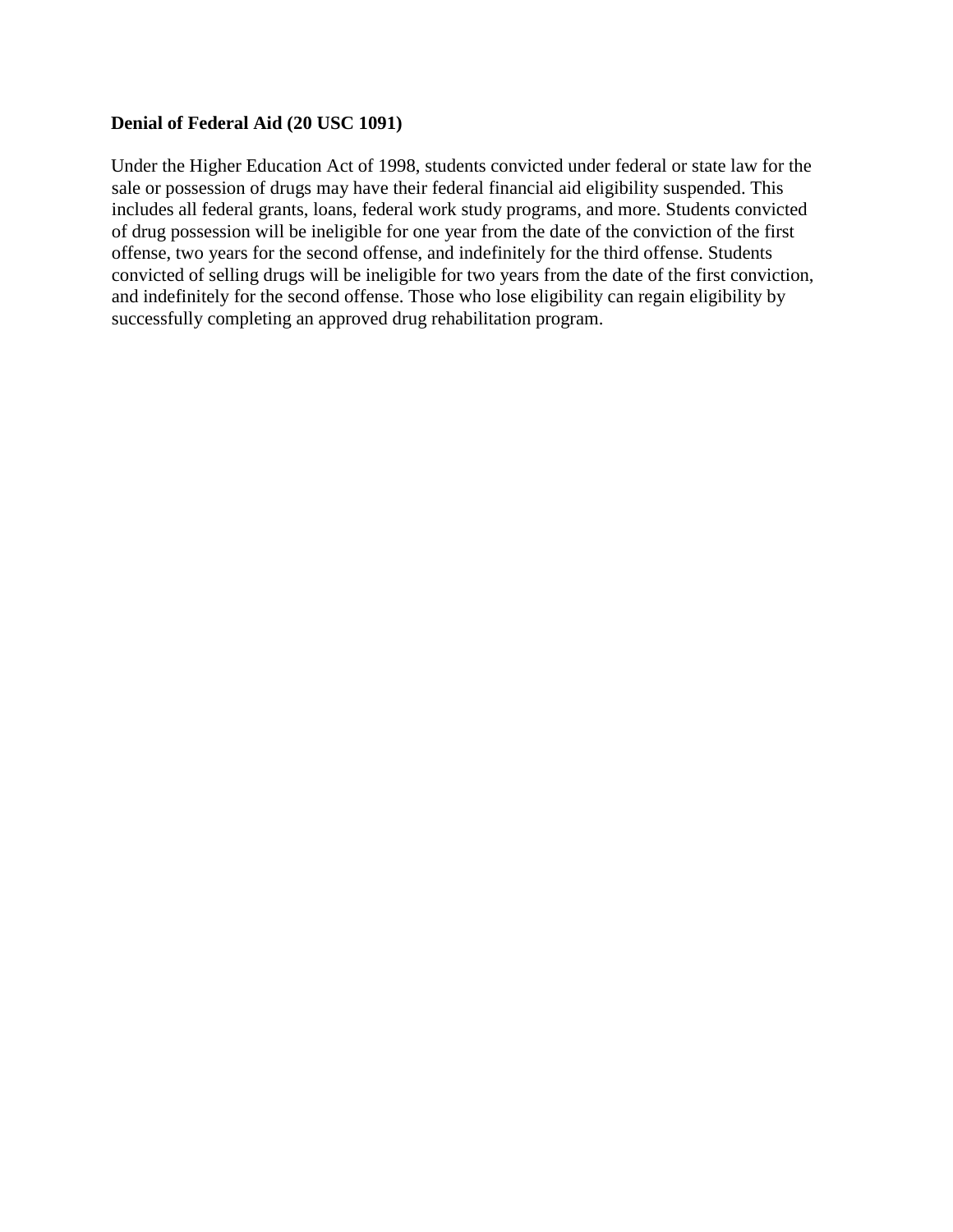**Denial of Federal Aid (20 USC 1091)**

Under the Higher Education Act of 1998, students convicted under federal or state law for the sale or possession of drugs may have their federal financial aid eligibility suspended. This includes all federal grants, loans, federal work study programs, and more. Students convicted of drug possession will be ineligible for one year from the date of the conviction of the first offense, two years for the second offense, and indefinitely for the third offense. Students convicted of selling drugs will be ineligible for two years from the date of the first conviction, and indefinitely for the second offense. Those who lose eligibility can regain eligibility by successfully completing an approved drug rehabilitation program.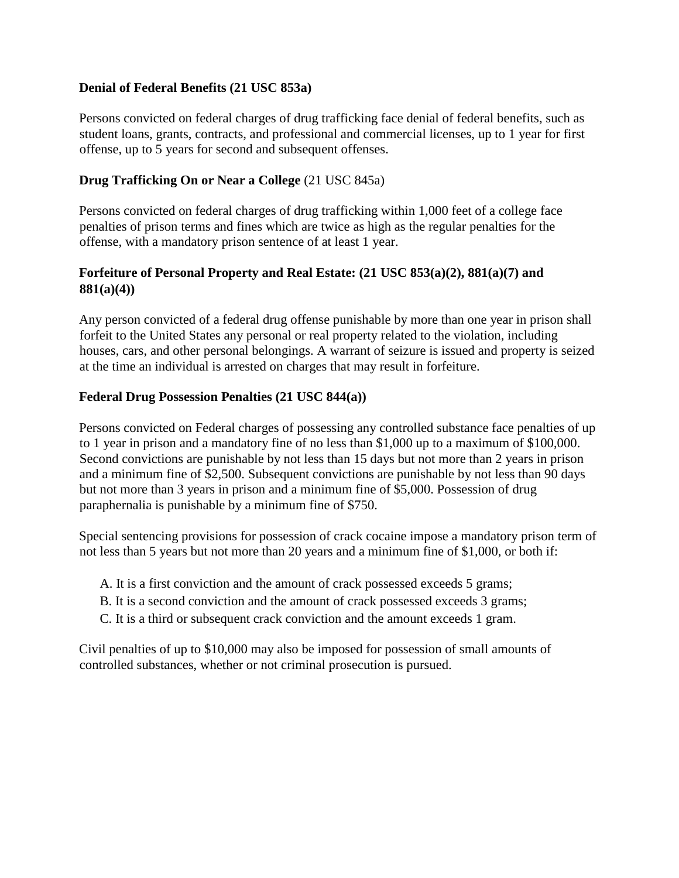**Denial of Federal Benefits (21 USC 853a)**

Persons convicted on federal charges of drug trafficking face denial of federal benefits, such as student loans, grants, contracts, and professional and commercial licenses, up to 1 year for first offense, up to 5 years for second and subsequent offenses.

**Drug Trafficking On or Near a College** (21 USC 845a)

Persons convicted on federal charges of drug trafficking within 1,000 feet of a college face penalties of prison terms and fines which are twice as high as the regular penalties for the offense, with a mandatory prison sentence of at least 1 year.

**Forfeiture of Personal Property and Real Estate: (21 USC 853(a)(2), 881(a)(7) and 881(a)(4))**

Any person convicted of a federal drug offense punishable by more than one year in prison shall forfeit to the United States any personal or real property related to the violation, including houses, cars, and other personal belongings. A warrant of seizure is issued and property is seized at the time an individual is arrested on charges that may result in forfeiture.

**Federal Drug Possession Penalties (21 USC 844(a))**

Persons convicted on Federal charges of possessing any controlled substance face penalties of up to 1 year in prison and a mandatory fine of no less than $1,000 up to a maximum of $100,000. Second convictions are punishable by not less than 15 days but not more than 2 years in prison and a minimum fine of $2,500. Subsequent convictions are punishable by not less than 90 days but not more than 3 years in prison and a minimum fine of $5,000. Possession of drug paraphernalia is punishable by a minimum fine of $750.

Special sentencing provisions for possession of crack cocaine impose a mandatory prison term of not less than 5 years but not more than 20 years and a minimum fine of $1,000, or both if:

A. It is a first conviction and the amount of crack possessed exceeds 5 grams;
B. It is a second conviction and the amount of crack possessed exceeds 3 grams;
C. It is a third or subsequent crack conviction and the amount exceeds 1 gram.

Civil penalties of up to $10,000 may also be imposed for possession of small amounts of controlled substances, whether or not criminal prosecution is pursued.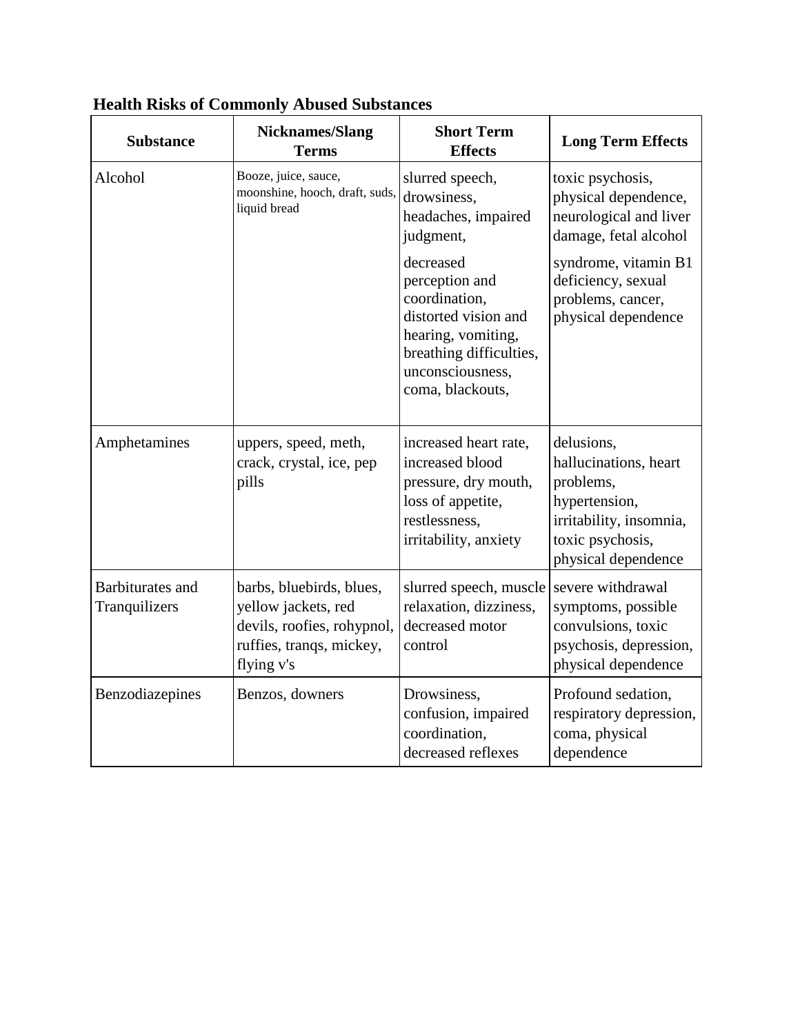**Health Risks of Commonly Abused Substances**

| Substance | Nicknames/Slang Terms | Short Term Effects | Long Term Effects |
|---|---|---|---|
| Alcohol | Booze, juice, sauce, moonshine, hooch, draft, suds, liquid bread | slurred speech, drowsiness, headaches, impaired judgment, decreased perception and coordination, distorted vision and hearing, vomiting, breathing difficulties, unconsciousness, coma, blackouts, | toxic psychosis, physical dependence, neurological and liver damage, fetal alcohol syndrome, vitamin B1 deficiency, sexual problems, cancer, physical dependence |
| Amphetamines | uppers, speed, meth, crack, crystal, ice, pep pills | increased heart rate, increased blood pressure, dry mouth, loss of appetite, restlessness, irritability, anxiety | delusions, hallucinations, heart problems, hypertension, irritability, insomnia, toxic psychosis, physical dependence |
| Barbiturates and Tranquilizers | barbs, bluebirds, blues, yellow jackets, red devils, roofies, rohypnol, ruffies, tranqs, mickey, flying v's | slurred speech, muscle relaxation, dizziness, decreased motor control | severe withdrawal symptoms, possible convulsions, toxic psychosis, depression, physical dependence |
| Benzodiazepines | Benzos, downers | Drowsiness, confusion, impaired coordination, decreased reflexes | Profound sedation, respiratory depression, coma, physical dependence |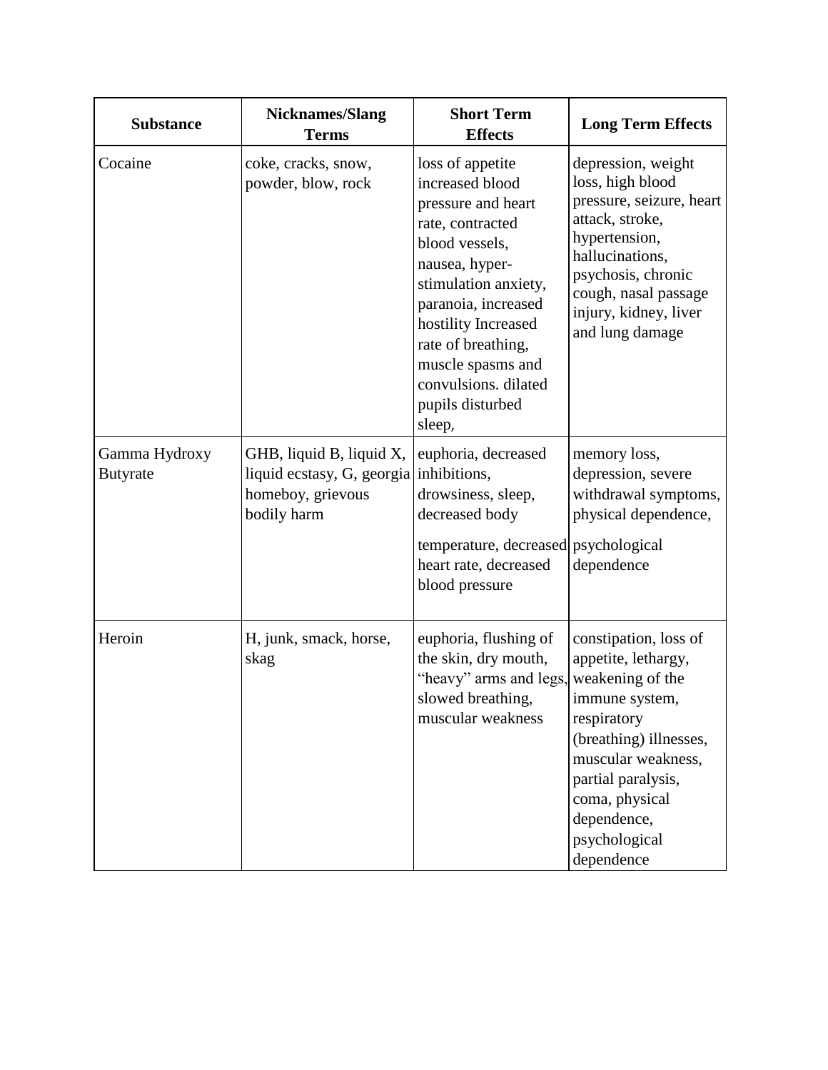| Substance | Nicknames/Slang Terms | Short Term Effects | Long Term Effects |
|---|---|---|---|
| Cocaine | coke, cracks, snow, powder, blow, rock | loss of appetite increased blood pressure and heart rate, contracted blood vessels, nausea, hyper-stimulation anxiety, paranoia, increased hostility Increased rate of breathing, muscle spasms and convulsions. dilated pupils disturbed sleep, | depression, weight loss, high blood pressure, seizure, heart attack, stroke, hypertension, hallucinations, psychosis, chronic cough, nasal passage injury, kidney, liver and lung damage |
| Gamma Hydroxy Butyrate | GHB, liquid B, liquid X, liquid ecstasy, G, georgia homeboy, grievous bodily harm | euphoria, decreased inhibitions, drowsiness, sleep, decreased body temperature, decreased heart rate, decreased blood pressure | memory loss, depression, severe withdrawal symptoms, physical dependence, psychological dependence |
| Heroin | H, junk, smack, horse, skag | euphoria, flushing of the skin, dry mouth, "heavy" arms and legs, slowed breathing, muscular weakness | constipation, loss of appetite, lethargy, weakening of the immune system, respiratory (breathing) illnesses, muscular weakness, partial paralysis, coma, physical dependence, psychological dependence |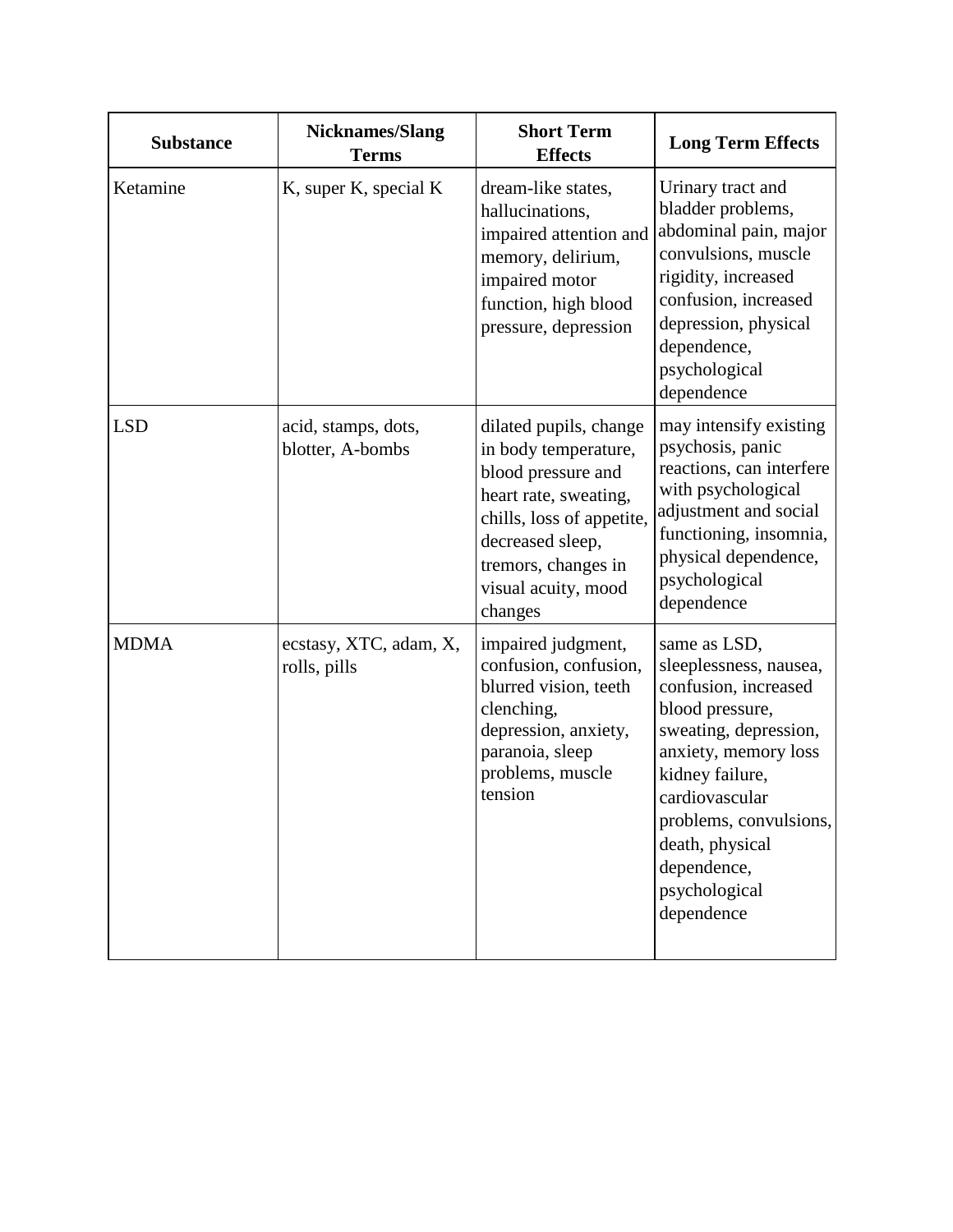| Substance | Nicknames/Slang Terms | Short Term Effects | Long Term Effects |
|---|---|---|---|
| Ketamine | K, super K, special K | dream-like states, hallucinations, impaired attention and memory, delirium, impaired motor function, high blood pressure, depression | Urinary tract and bladder problems, abdominal pain, major convulsions, muscle rigidity, increased confusion, increased depression, physical dependence, psychological dependence |
| LSD | acid, stamps, dots, blotter, A-bombs | dilated pupils, change in body temperature, blood pressure and heart rate, sweating, chills, loss of appetite, decreased sleep, tremors, changes in visual acuity, mood changes | may intensify existing psychosis, panic reactions, can interfere with psychological adjustment and social functioning, insomnia, physical dependence, psychological dependence |
| MDMA | ecstasy, XTC, adam, X, rolls, pills | impaired judgment, confusion, confusion, blurred vision, teeth clenching, depression, anxiety, paranoia, sleep problems, muscle tension | same as LSD, sleeplessness, nausea, confusion, increased blood pressure, sweating, depression, anxiety, memory loss kidney failure, cardiovascular problems, convulsions, death, physical dependence, psychological dependence |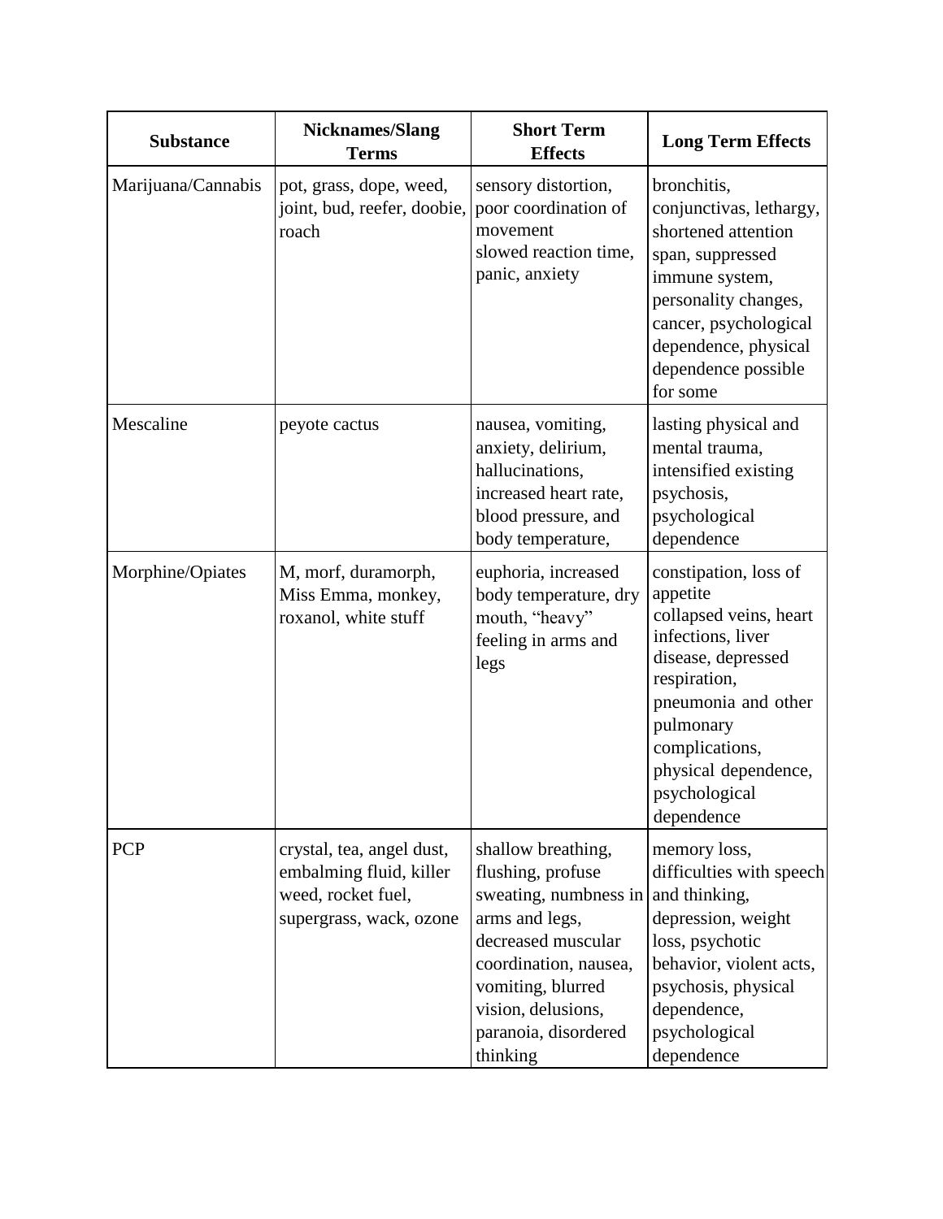| Substance | Nicknames/Slang Terms | Short Term Effects | Long Term Effects |
|---|---|---|---|
| Marijuana/Cannabis | pot, grass, dope, weed, joint, bud, reefer, doobie, roach | sensory distortion, poor coordination of movement slowed reaction time, panic, anxiety | bronchitis, conjunctivas, lethargy, shortened attention span, suppressed immune system, personality changes, cancer, psychological dependence, physical dependence possible for some |
| Mescaline | peyote cactus | nausea, vomiting, anxiety, delirium, hallucinations, increased heart rate, blood pressure, and body temperature, | lasting physical and mental trauma, intensified existing psychosis, psychological dependence |
| Morphine/Opiates | M, morf, duramorph, Miss Emma, monkey, roxanol, white stuff | euphoria, increased body temperature, dry mouth, "heavy" feeling in arms and legs | constipation, loss of appetite collapsed veins, heart infections, liver disease, depressed respiration, pneumonia and other pulmonary complications, physical dependence, psychological dependence |
| PCP | crystal, tea, angel dust, embalming fluid, killer weed, rocket fuel, supergrass, wack, ozone | shallow breathing, flushing, profuse sweating, numbness in arms and legs, decreased muscular coordination, nausea, vomiting, blurred vision, delusions, paranoia, disordered thinking | memory loss, difficulties with speech and thinking, depression, weight loss, psychotic behavior, violent acts, psychosis, physical dependence, psychological dependence |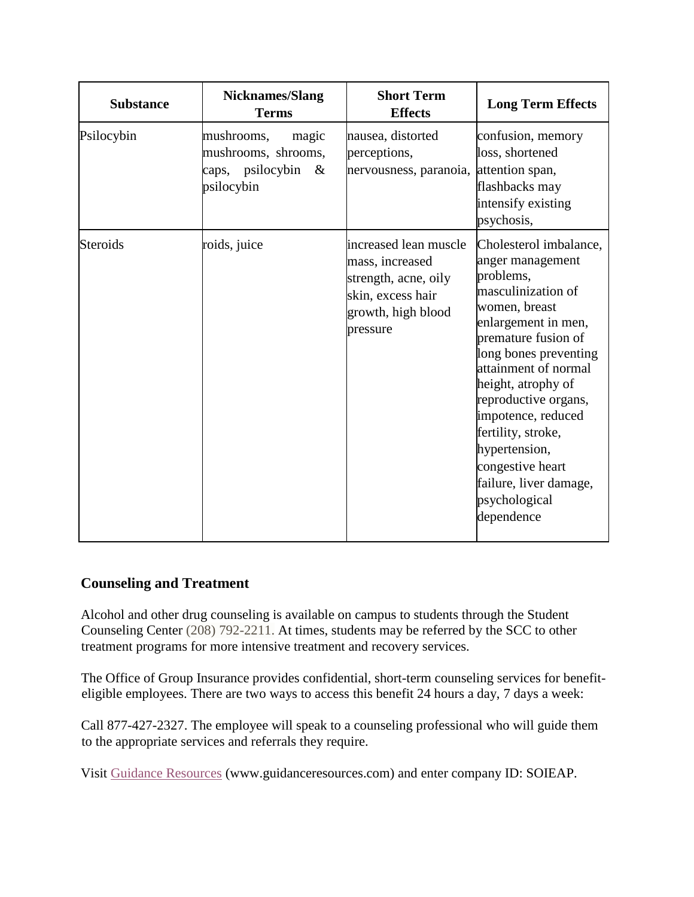| Substance | Nicknames/Slang Terms | Short Term Effects | Long Term Effects |
|---|---|---|---|
| Psilocybin | mushrooms, magic mushrooms, shrooms, caps, psilocybin & psilocybin | nausea, distorted perceptions, nervousness, paranoia, | confusion, memory loss, shortened attention span, flashbacks may intensify existing psychosis, |
| Steroids | roids, juice | increased lean muscle mass, increased strength, acne, oily skin, excess hair growth, high blood pressure | Cholesterol imbalance, anger management problems, masculinization of women, breast enlargement in men, premature fusion of long bones preventing attainment of normal height, atrophy of reproductive organs, impotence, reduced fertility, stroke, hypertension, congestive heart failure, liver damage, psychological dependence |

## Counseling and Treatment

Alcohol and other drug counseling is available on campus to students through the Student Counseling Center (208) 792-2211. At times, students may be referred by the SCC to other treatment programs for more intensive treatment and recovery services.

The Office of Group Insurance provides confidential, short-term counseling services for benefit-eligible employees. There are two ways to access this benefit 24 hours a day, 7 days a week:

Call 877-427-2327. The employee will speak to a counseling professional who will guide them to the appropriate services and referrals they require.

Visit Guidance Resources (www.guidanceresources.com) and enter company ID: SOIEAP.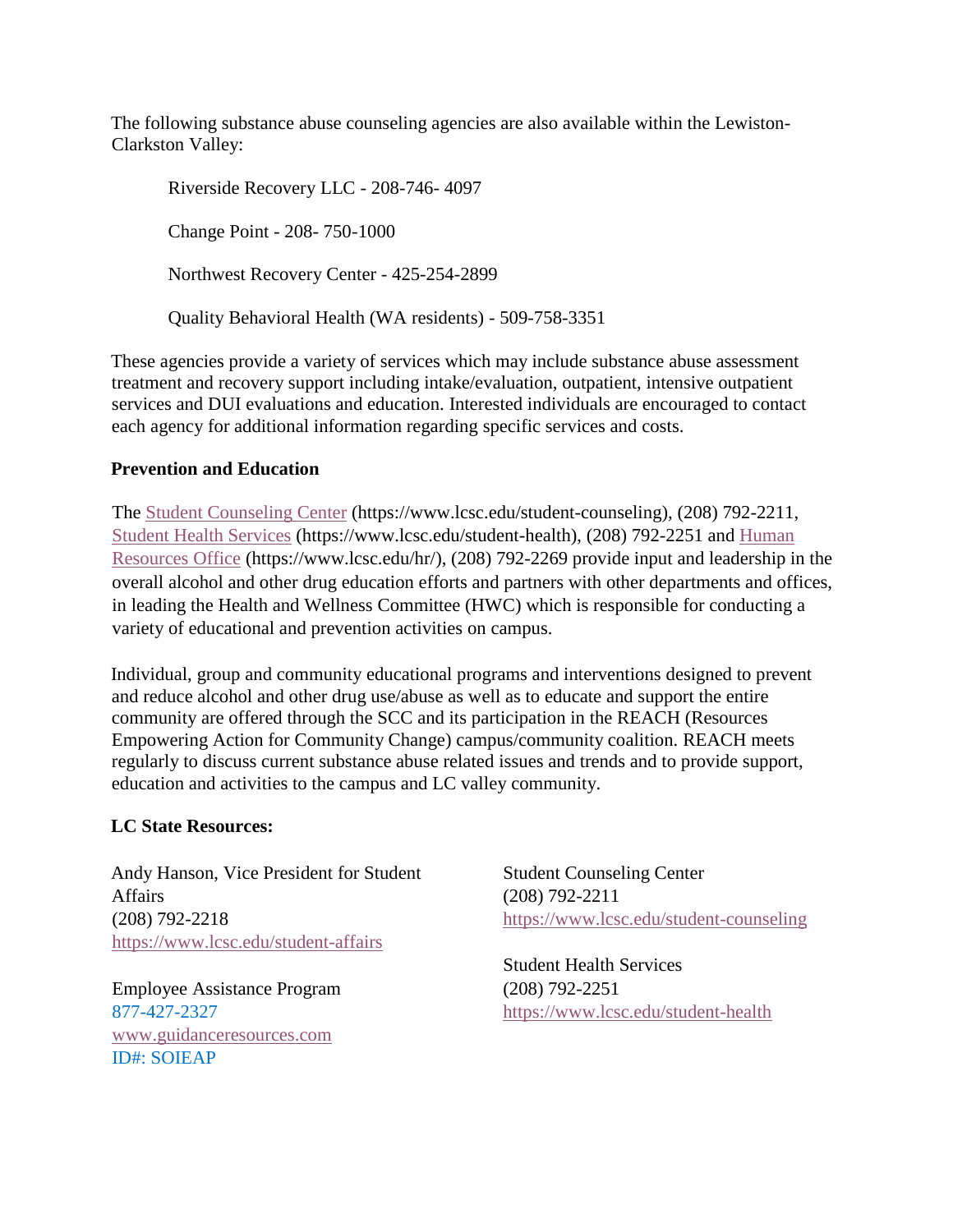The following substance abuse counseling agencies are also available within the Lewiston-Clarkston Valley:

Riverside Recovery LLC - 208-746- 4097

Change Point - 208- 750-1000

Northwest Recovery Center - 425-254-2899

Quality Behavioral Health (WA residents) - 509-758-3351

These agencies provide a variety of services which may include substance abuse assessment treatment and recovery support including intake/evaluation, outpatient, intensive outpatient services and DUI evaluations and education. Interested individuals are encouraged to contact each agency for additional information regarding specific services and costs.

**Prevention and Education**

The [Student Counseling Center](https://www.lcsc.edu/student-counseling) (https://www.lcsc.edu/student-counseling), (208) 792-2211, [Student Health Services](https://www.lcsc.edu/student-health) (https://www.lcsc.edu/student-health), (208) 792-2251 and [Human Resources Office](https://www.lcsc.edu/hr/) (https://www.lcsc.edu/hr/), (208) 792-2269 provide input and leadership in the overall alcohol and other drug education efforts and partners with other departments and offices, in leading the Health and Wellness Committee (HWC) which is responsible for conducting a variety of educational and prevention activities on campus.

Individual, group and community educational programs and interventions designed to prevent and reduce alcohol and other drug use/abuse as well as to educate and support the entire community are offered through the SCC and its participation in the REACH (Resources Empowering Action for Community Change) campus/community coalition. REACH meets regularly to discuss current substance abuse related issues and trends and to provide support, education and activities to the campus and LC valley community.

**LC State Resources:**

Andy Hanson, Vice President for Student Affairs
(208) 792-2218
https://www.lcsc.edu/student-affairs

Employee Assistance Program
877-427-2327
www.guidanceresources.com
ID#: SOIEAP

Student Counseling Center
(208) 792-2211
https://www.lcsc.edu/student-counseling

Student Health Services
(208) 792-2251
https://www.lcsc.edu/student-health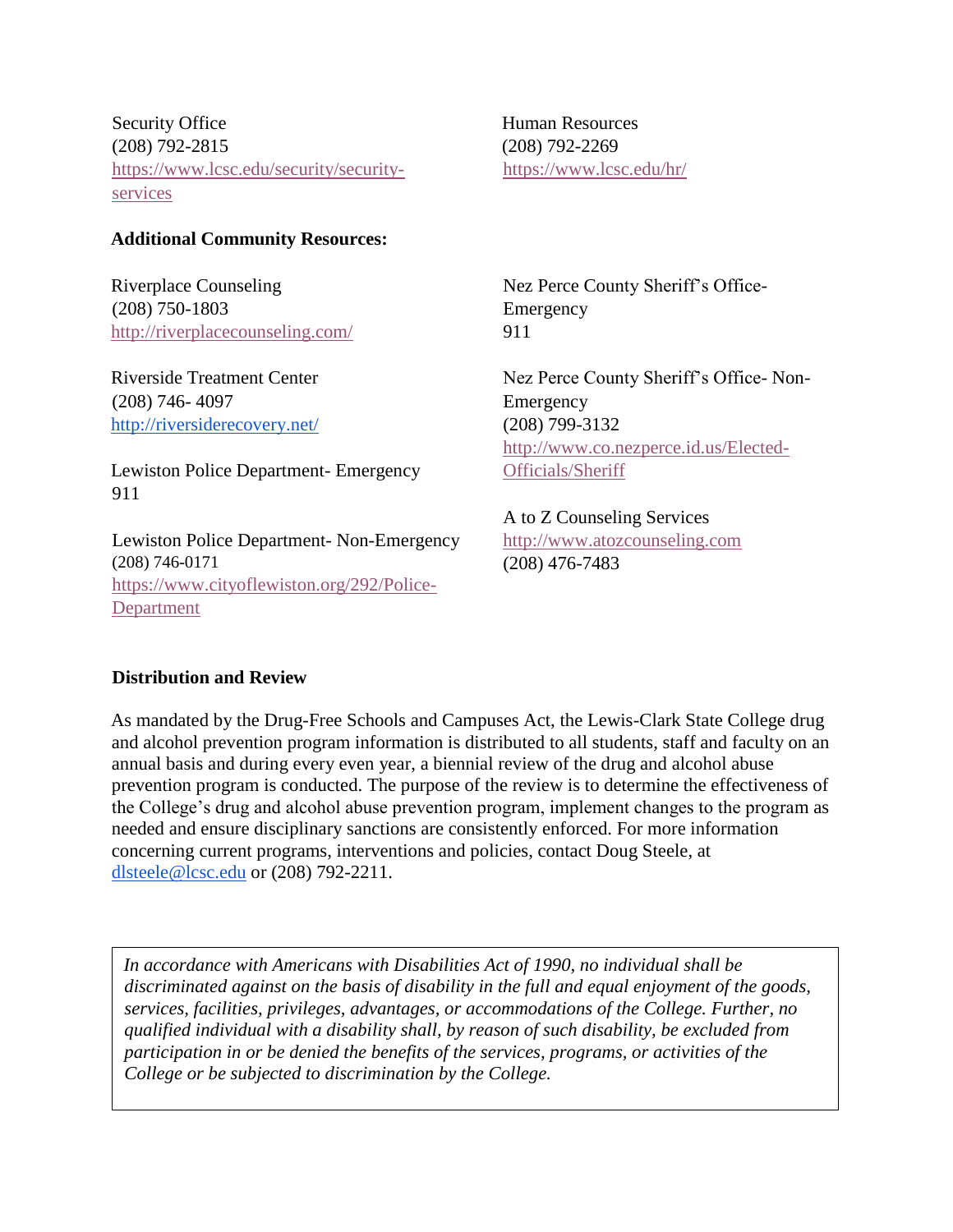Security Office
(208) 792-2815
https://www.lcsc.edu/security/security-services

Human Resources
(208) 792-2269
https://www.lcsc.edu/hr/

**Additional Community Resources:**

Riverplace Counseling
(208) 750-1803
http://riverplacecounseling.com/

Riverside Treatment Center
(208) 746- 4097
http://riversiderecovery.net/

Lewiston Police Department- Emergency
911

Lewiston Police Department- Non-Emergency
(208) 746-0171
https://www.cityoflewiston.org/292/Police-Department

Nez Perce County Sheriff's Office-Emergency
911

Nez Perce County Sheriff's Office- Non-Emergency
(208) 799-3132
http://www.co.nezperce.id.us/Elected-Officials/Sheriff

A to Z Counseling Services
http://www.atozcounseling.com
(208) 476-7483

**Distribution and Review**

As mandated by the Drug-Free Schools and Campuses Act, the Lewis-Clark State College drug and alcohol prevention program information is distributed to all students, staff and faculty on an annual basis and during every even year, a biennial review of the drug and alcohol abuse prevention program is conducted. The purpose of the review is to determine the effectiveness of the College's drug and alcohol abuse prevention program, implement changes to the program as needed and ensure disciplinary sanctions are consistently enforced. For more information concerning current programs, interventions and policies, contact Doug Steele, at dlsteele@lcsc.edu or (208) 792-2211.

*In accordance with Americans with Disabilities Act of 1990, no individual shall be discriminated against on the basis of disability in the full and equal enjoyment of the goods, services, facilities, privileges, advantages, or accommodations of the College. Further, no qualified individual with a disability shall, by reason of such disability, be excluded from participation in or be denied the benefits of the services, programs, or activities of the College or be subjected to discrimination by the College.*